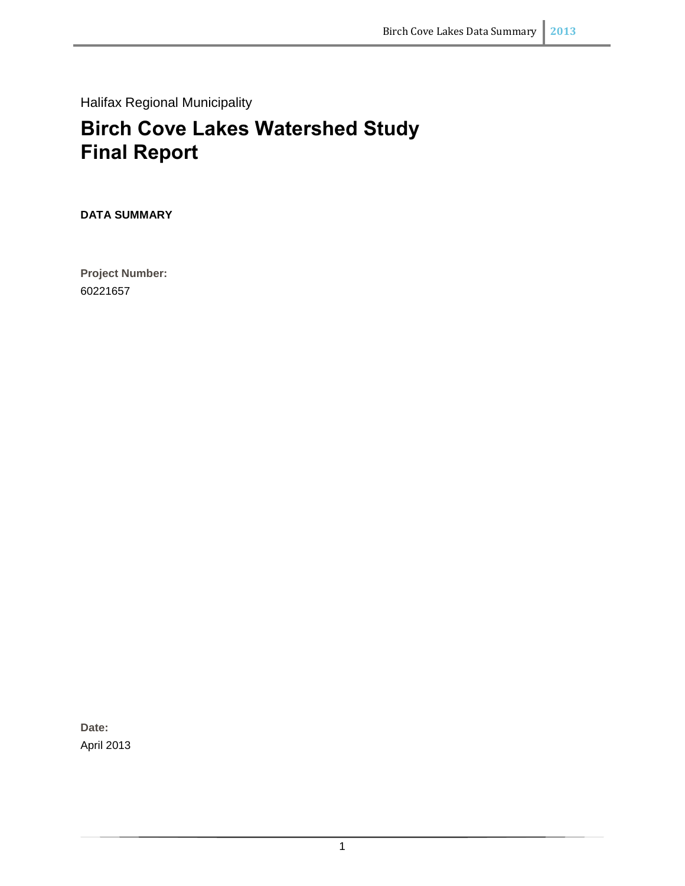Halifax Regional Municipality

# Birch Cove Lakes Watershed Study Final Report

**DATA SUMMARY**

**Project Number:**
60221657

**Date:**
April 2013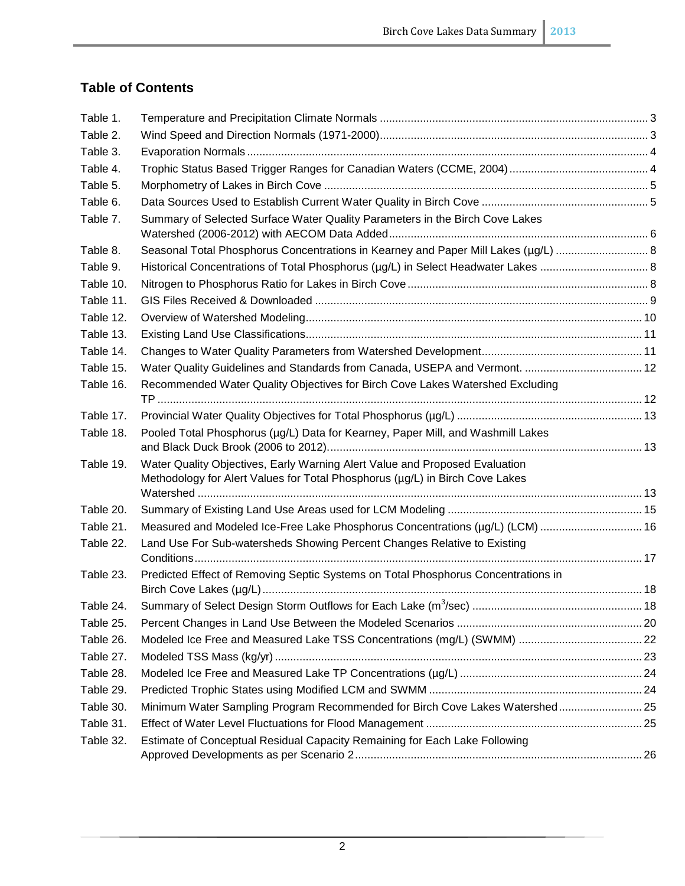## Table of Contents

| | | |
|---|---|---|
| Table 1. | Temperature and Precipitation Climate Normals | 3 |
| Table 2. | Wind Speed and Direction Normals (1971-2000) | 3 |
| Table 3. | Evaporation Normals | 4 |
| Table 4. | Trophic Status Based Trigger Ranges for Canadian Waters (CCME, 2004) | 4 |
| Table 5. | Morphometry of Lakes in Birch Cove | 5 |
| Table 6. | Data Sources Used to Establish Current Water Quality in Birch Cove | 5 |
| Table 7. | Summary of Selected Surface Water Quality Parameters in the Birch Cove Lakes Watershed (2006-2012) with AECOM Data Added | 6 |
| Table 8. | Seasonal Total Phosphorus Concentrations in Kearney and Paper Mill Lakes (µg/L) | 8 |
| Table 9. | Historical Concentrations of Total Phosphorus (µg/L) in Select Headwater Lakes | 8 |
| Table 10. | Nitrogen to Phosphorus Ratio for Lakes in Birch Cove | 8 |
| Table 11. | GIS Files Received & Downloaded | 9 |
| Table 12. | Overview of Watershed Modeling | 10 |
| Table 13. | Existing Land Use Classifications | 11 |
| Table 14. | Changes to Water Quality Parameters from Watershed Development | 11 |
| Table 15. | Water Quality Guidelines and Standards from Canada, USEPA and Vermont. | 12 |
| Table 16. | Recommended Water Quality Objectives for Birch Cove Lakes Watershed Excluding TP | 12 |
| Table 17. | Provincial Water Quality Objectives for Total Phosphorus (µg/L) | 13 |
| Table 18. | Pooled Total Phosphorus (µg/L) Data for Kearney, Paper Mill, and Washmill Lakes and Black Duck Brook (2006 to 2012) | 13 |
| Table 19. | Water Quality Objectives, Early Warning Alert Value and Proposed Evaluation Methodology for Alert Values for Total Phosphorus (µg/L) in Birch Cove Lakes Watershed | 13 |
| Table 20. | Summary of Existing Land Use Areas used for LCM Modeling | 15 |
| Table 21. | Measured and Modeled Ice-Free Lake Phosphorus Concentrations (µg/L) (LCM) | 16 |
| Table 22. | Land Use For Sub-watersheds Showing Percent Changes Relative to Existing Conditions | 17 |
| Table 23. | Predicted Effect of Removing Septic Systems on Total Phosphorus Concentrations in Birch Cove Lakes (µg/L) | 18 |
| Table 24. | Summary of Select Design Storm Outflows for Each Lake ($m^3$/sec) | 18 |
| Table 25. | Percent Changes in Land Use Between the Modeled Scenarios | 20 |
| Table 26. | Modeled Ice Free and Measured Lake TSS Concentrations (mg/L) (SWMM) | 22 |
| Table 27. | Modeled TSS Mass (kg/yr) | 23 |
| Table 28. | Modeled Ice Free and Measured Lake TP Concentrations (µg/L) | 24 |
| Table 29. | Predicted Trophic States using Modified LCM and SWMM | 24 |
| Table 30. | Minimum Water Sampling Program Recommended for Birch Cove Lakes Watershed | 25 |
| Table 31. | Effect of Water Level Fluctuations for Flood Management | 25 |
| Table 32. | Estimate of Conceptual Residual Capacity Remaining for Each Lake Following Approved Developments as per Scenario 2 | 26 |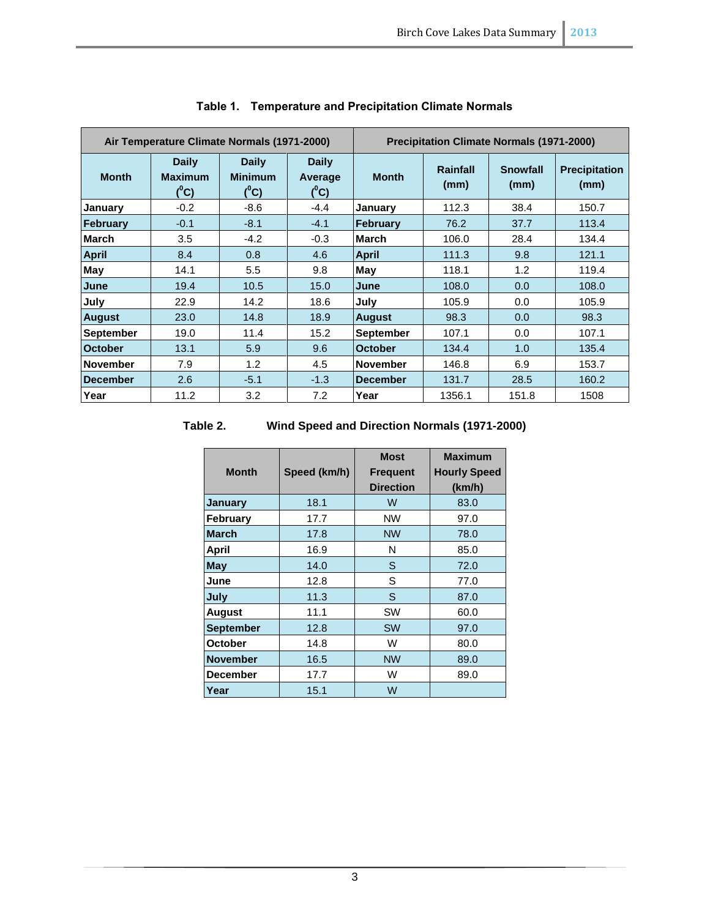Table 1. Temperature and Precipitation Climate Normals

| Air Temperature Climate Normals (1971-2000) | | | | Precipitation Climate Normals (1971-2000) | | | |
|---|---|---|---|---|---|---|---|
| Month | Daily Maximum (°C) | Daily Minimum (°C) | Daily Average (°C) | Month | Rainfall (mm) | Snowfall (mm) | Precipitation (mm) |
| **January** | -0.2 | -8.6 | -4.4 | **January** | 112.3 | 38.4 | 150.7 |
| **February** | -0.1 | -8.1 | -4.1 | **February** | 76.2 | 37.7 | 113.4 |
| **March** | 3.5 | -4.2 | -0.3 | **March** | 106.0 | 28.4 | 134.4 |
| **April** | 8.4 | 0.8 | 4.6 | **April** | 111.3 | 9.8 | 121.1 |
| **May** | 14.1 | 5.5 | 9.8 | **May** | 118.1 | 1.2 | 119.4 |
| **June** | 19.4 | 10.5 | 15.0 | **June** | 108.0 | 0.0 | 108.0 |
| **July** | 22.9 | 14.2 | 18.6 | **July** | 105.9 | 0.0 | 105.9 |
| **August** | 23.0 | 14.8 | 18.9 | **August** | 98.3 | 0.0 | 98.3 |
| **September** | 19.0 | 11.4 | 15.2 | **September** | 107.1 | 0.0 | 107.1 |
| **October** | 13.1 | 5.9 | 9.6 | **October** | 134.4 | 1.0 | 135.4 |
| **November** | 7.9 | 1.2 | 4.5 | **November** | 146.8 | 6.9 | 153.7 |
| **December** | 2.6 | -5.1 | -1.3 | **December** | 131.7 | 28.5 | 160.2 |
| **Year** | 11.2 | 3.2 | 7.2 | **Year** | 1356.1 | 151.8 | 1508 |

Table 2. Wind Speed and Direction Normals (1971-2000)

| Month | Speed (km/h) | Most Frequent Direction | Maximum Hourly Speed (km/h) |
|---|---|---|---|
| **January** | 18.1 | W | 83.0 |
| **February** | 17.7 | NW | 97.0 |
| **March** | 17.8 | NW | 78.0 |
| **April** | 16.9 | N | 85.0 |
| **May** | 14.0 | S | 72.0 |
| **June** | 12.8 | S | 77.0 |
| **July** | 11.3 | S | 87.0 |
| **August** | 11.1 | SW | 60.0 |
| **September** | 12.8 | SW | 97.0 |
| **October** | 14.8 | W | 80.0 |
| **November** | 16.5 | NW | 89.0 |
| **December** | 17.7 | W | 89.0 |
| **Year** | 15.1 | W | |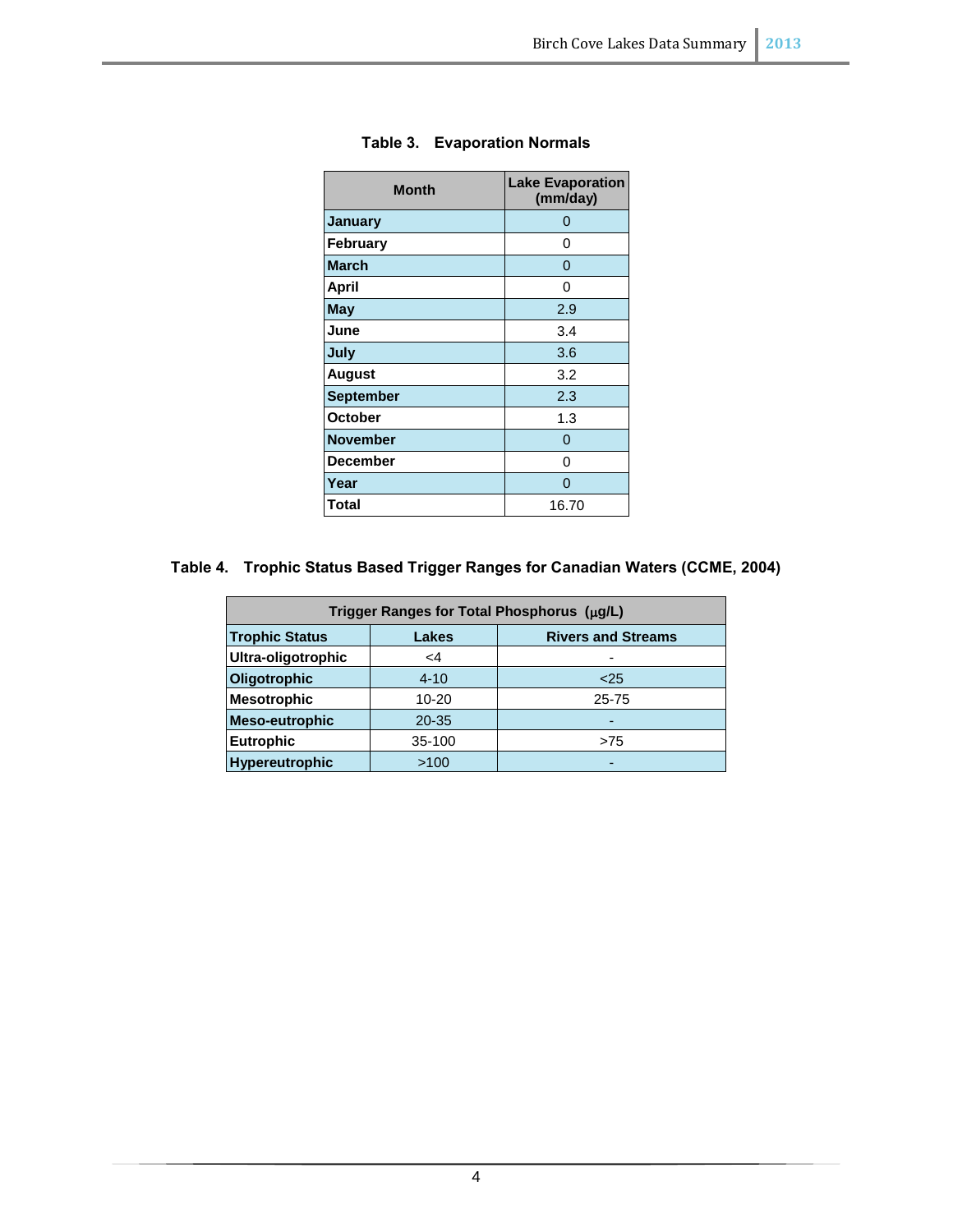**Table 3. Evaporation Normals**

| Month | Lake Evaporation (mm/day) |
|---|---|
| January | 0 |
| February | 0 |
| March | 0 |
| April | 0 |
| May | 2.9 |
| June | 3.4 |
| July | 3.6 |
| August | 3.2 |
| September | 2.3 |
| October | 1.3 |
| November | 0 |
| December | 0 |
| Year | 0 |
| Total | 16.70 |

**Table 4. Trophic Status Based Trigger Ranges for Canadian Waters (CCME, 2004)**

| Trigger Ranges for Total Phosphorus (μg/L) | | |
|---|---|---|
| Trophic Status | Lakes | Rivers and Streams |
| Ultra-oligotrophic | <4 | - |
| Oligotrophic | 4-10 | <25 |
| Mesotrophic | 10-20 | 25-75 |
| Meso-eutrophic | 20-35 | - |
| Eutrophic | 35-100 | >75 |
| Hypereutrophic | >100 | - |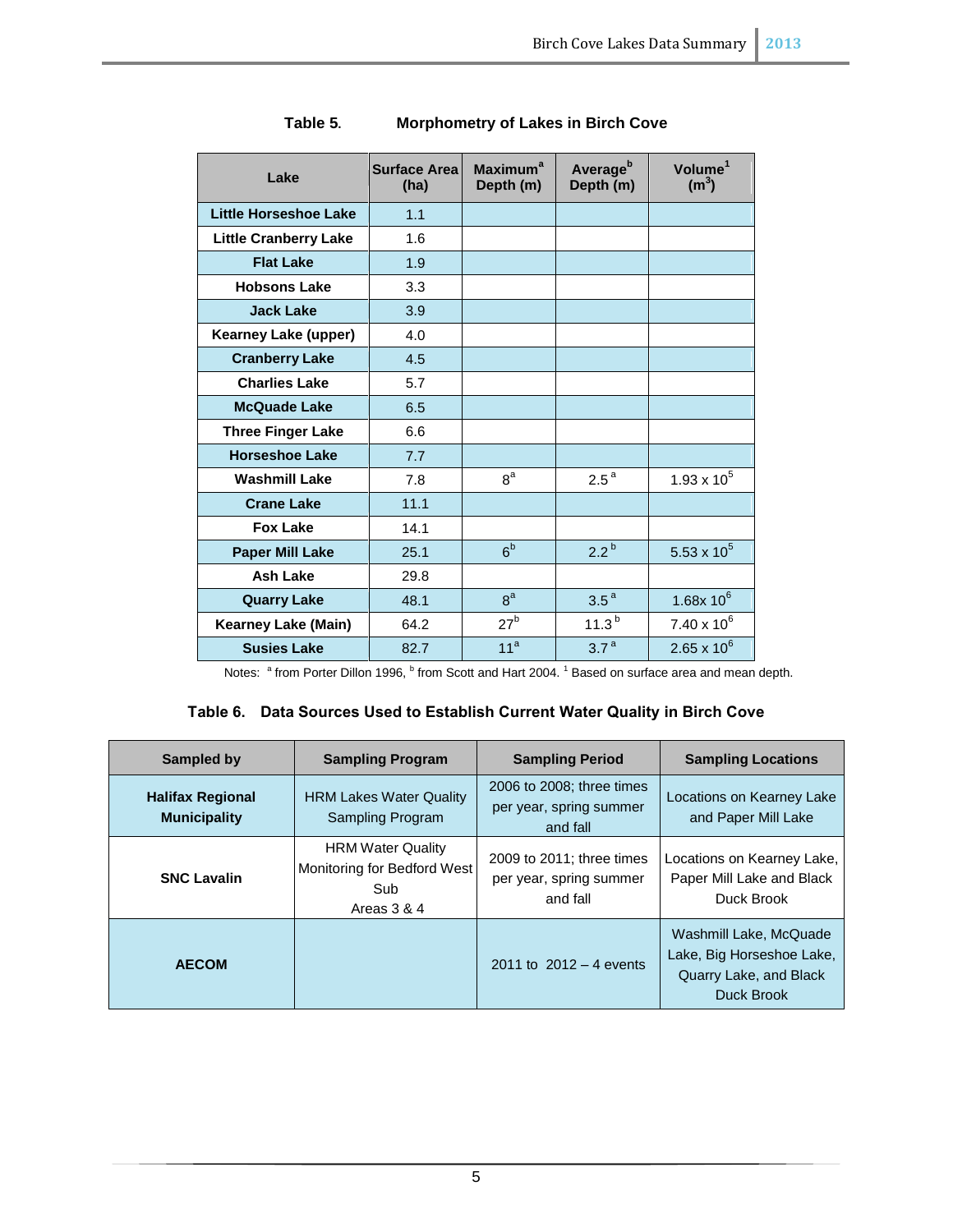**Table 5. Morphometry of Lakes in Birch Cove**

| Lake | Surface Area (ha) | Maximum[a] Depth (m) | Average[b] Depth (m) | Volume[1] ($m^3$) |
|---|---|---|---|---|
| Little Horseshoe Lake | 1.1 | | | |
| Little Cranberry Lake | 1.6 | | | |
| Flat Lake | 1.9 | | | |
| Hobsons Lake | 3.3 | | | |
| Jack Lake | 3.9 | | | |
| Kearney Lake (upper) | 4.0 | | | |
| Cranberry Lake | 4.5 | | | |
| Charlies Lake | 5.7 | | | |
| McQuade Lake | 6.5 | | | |
| Three Finger Lake | 6.6 | | | |
| Horseshoe Lake | 7.7 | | | |
| Washmill Lake | 7.8 | 8[a] | 2.5[a] | $1.93 \times 10^5$ |
| Crane Lake | 11.1 | | | |
| Fox Lake | 14.1 | | | |
| Paper Mill Lake | 25.1 | 6[b] | 2.2[b] | $5.53 \times 10^5$ |
| Ash Lake | 29.8 | | | |
| Quarry Lake | 48.1 | 8[a] | 3.5[a] | $1.68 \times 10^6$ |
| Kearney Lake (Main) | 64.2 | 27[b] | 11.3[b] | $7.40 \times 10^6$ |
| Susies Lake | 82.7 | 11[a] | 3.7[a] | $2.65 \times 10^6$ |

Notes: [a] from Porter Dillon 1996, [b] from Scott and Hart 2004. [1] Based on surface area and mean depth.

**Table 6. Data Sources Used to Establish Current Water Quality in Birch Cove**

| Sampled by | Sampling Program | Sampling Period | Sampling Locations |
|---|---|---|---|
| **Halifax Regional Municipality** | HRM Lakes Water Quality Sampling Program | 2006 to 2008; three times per year, spring summer and fall | Locations on Kearney Lake and Paper Mill Lake |
| **SNC Lavalin** | HRM Water Quality Monitoring for Bedford West Sub Areas 3 & 4 | 2009 to 2011; three times per year, spring summer and fall | Locations on Kearney Lake, Paper Mill Lake and Black Duck Brook |
| **AECOM** | | 2011 to 2012 – 4 events | Washmill Lake, McQuade Lake, Big Horseshoe Lake, Quarry Lake, and Black Duck Brook |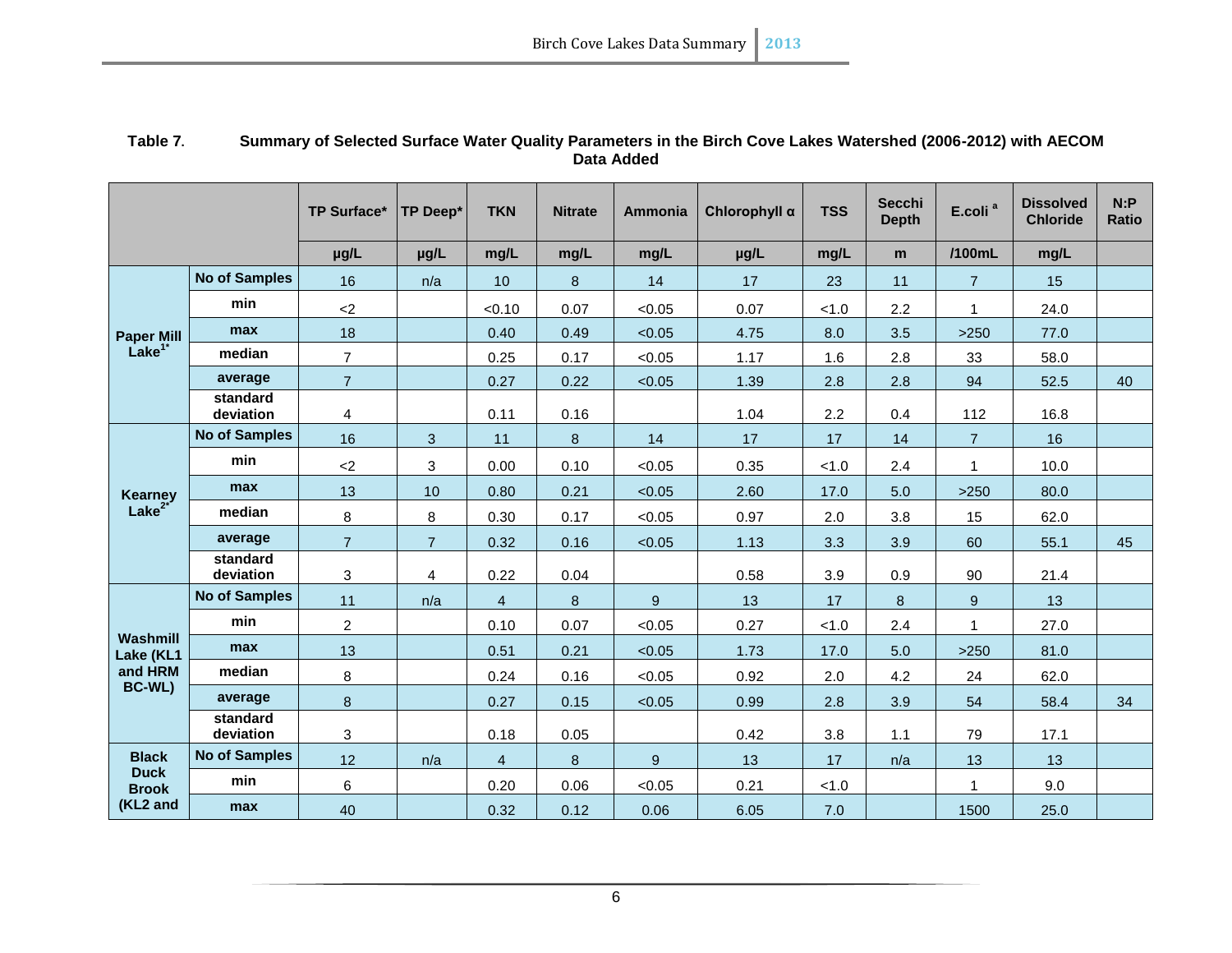**Table 7.** **Summary of Selected Surface Water Quality Parameters in the Birch Cove Lakes Watershed (2006-2012) with AECOM Data Added**

| | | TP Surface* | TP Deep* | TKN | Nitrate | Ammonia | Chlorophyll α | TSS | Secchi Depth | E.coli [a] | Dissolved Chloride | N:P Ratio |
|---|---|---|---|---|---|---|---|---|---|---|---|---|
| | | µg/L | µg/L | mg/L | mg/L | mg/L | µg/L | mg/L | m | /100mL | mg/L | |
| Paper Mill Lake[1*] | No of Samples | 16 | n/a | 10 | 8 | 14 | 17 | 23 | 11 | 7 | 15 | |
| | min | <2 | | <0.10 | 0.07 | <0.05 | 0.07 | <1.0 | 2.2 | 1 | 24.0 | |
| | max | 18 | | 0.40 | 0.49 | <0.05 | 4.75 | 8.0 | 3.5 | >250 | 77.0 | |
| | median | 7 | | 0.25 | 0.17 | <0.05 | 1.17 | 1.6 | 2.8 | 33 | 58.0 | |
| | average | 7 | | 0.27 | 0.22 | <0.05 | 1.39 | 2.8 | 2.8 | 94 | 52.5 | 40 |
| | standard deviation | 4 | | 0.11 | 0.16 | | 1.04 | 2.2 | 0.4 | 112 | 16.8 | |
| Kearney Lake[2*] | No of Samples | 16 | 3 | 11 | 8 | 14 | 17 | 17 | 14 | 7 | 16 | |
| | min | <2 | 3 | 0.00 | 0.10 | <0.05 | 0.35 | <1.0 | 2.4 | 1 | 10.0 | |
| | max | 13 | 10 | 0.80 | 0.21 | <0.05 | 2.60 | 17.0 | 5.0 | >250 | 80.0 | |
| | median | 8 | 8 | 0.30 | 0.17 | <0.05 | 0.97 | 2.0 | 3.8 | 15 | 62.0 | |
| | average | 7 | 7 | 0.32 | 0.16 | <0.05 | 1.13 | 3.3 | 3.9 | 60 | 55.1 | 45 |
| | standard deviation | 3 | 4 | 0.22 | 0.04 | | 0.58 | 3.9 | 0.9 | 90 | 21.4 | |
| Washmill Lake (KL1 and HRM BC-WL) | No of Samples | 11 | n/a | 4 | 8 | 9 | 13 | 17 | 8 | 9 | 13 | |
| | min | 2 | | 0.10 | 0.07 | <0.05 | 0.27 | <1.0 | 2.4 | 1 | 27.0 | |
| | max | 13 | | 0.51 | 0.21 | <0.05 | 1.73 | 17.0 | 5.0 | >250 | 81.0 | |
| | median | 8 | | 0.24 | 0.16 | <0.05 | 0.92 | 2.0 | 4.2 | 24 | 62.0 | |
| | average | 8 | | 0.27 | 0.15 | <0.05 | 0.99 | 2.8 | 3.9 | 54 | 58.4 | 34 |
| | standard deviation | 3 | | 0.18 | 0.05 | | 0.42 | 3.8 | 1.1 | 79 | 17.1 | |
| Black Duck Brook (KL2 and | No of Samples | 12 | n/a | 4 | 8 | 9 | 13 | 17 | n/a | 13 | 13 | |
| | min | 6 | | 0.20 | 0.06 | <0.05 | 0.21 | <1.0 | | 1 | 9.0 | |
| | max | 40 | | 0.32 | 0.12 | 0.06 | 6.05 | 7.0 | | 1500 | 25.0 | |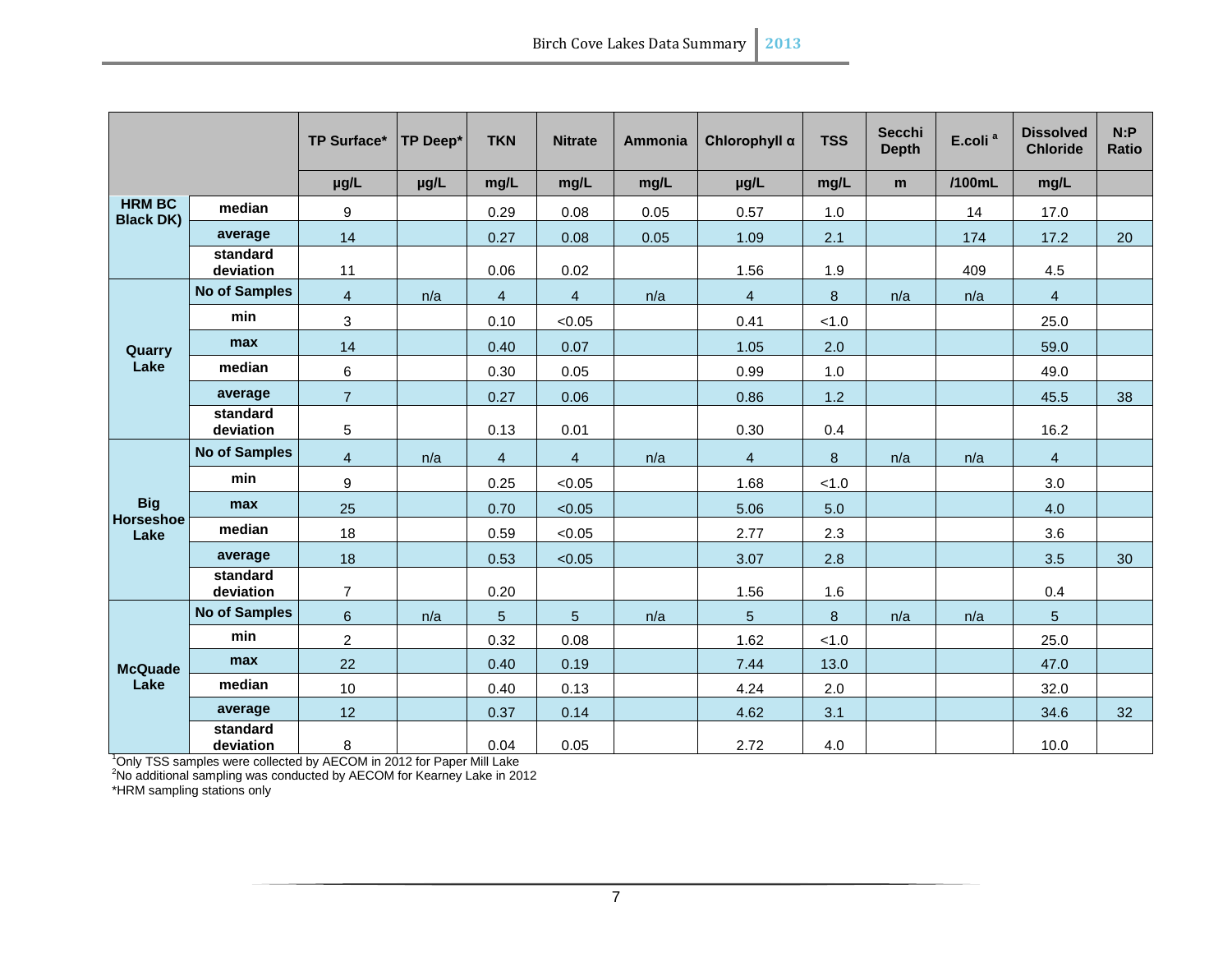| | | TP Surface* | TP Deep* | TKN | Nitrate | Ammonia | Chlorophyll α | TSS | Secchi Depth | E.coli [a] | Dissolved Chloride | N:P Ratio |
|---|---|---|---|---|---|---|---|---|---|---|---|---|
| | | µg/L | µg/L | mg/L | mg/L | mg/L | µg/L | mg/L | m | /100mL | mg/L | |
| HRM BC Black DK) | median | 9 | | 0.29 | 0.08 | 0.05 | 0.57 | 1.0 | | 14 | 17.0 | |
| | average | 14 | | 0.27 | 0.08 | 0.05 | 1.09 | 2.1 | | 174 | 17.2 | 20 |
| | standard deviation | 11 | | 0.06 | 0.02 | | 1.56 | 1.9 | | 409 | 4.5 | |
| Quarry Lake | No of Samples | 4 | n/a | 4 | 4 | n/a | 4 | 8 | n/a | n/a | 4 | |
| | min | 3 | | 0.10 | <0.05 | | 0.41 | <1.0 | | | 25.0 | |
| | max | 14 | | 0.40 | 0.07 | | 1.05 | 2.0 | | | 59.0 | |
| | median | 6 | | 0.30 | 0.05 | | 0.99 | 1.0 | | | 49.0 | |
| | average | 7 | | 0.27 | 0.06 | | 0.86 | 1.2 | | | 45.5 | 38 |
| | standard deviation | 5 | | 0.13 | 0.01 | | 0.30 | 0.4 | | | 16.2 | |
| Big Horseshoe Lake | No of Samples | 4 | n/a | 4 | 4 | n/a | 4 | 8 | n/a | n/a | 4 | |
| | min | 9 | | 0.25 | <0.05 | | 1.68 | <1.0 | | | 3.0 | |
| | max | 25 | | 0.70 | <0.05 | | 5.06 | 5.0 | | | 4.0 | |
| | median | 18 | | 0.59 | <0.05 | | 2.77 | 2.3 | | | 3.6 | |
| | average | 18 | | 0.53 | <0.05 | | 3.07 | 2.8 | | | 3.5 | 30 |
| | standard deviation | 7 | | 0.20 | | | 1.56 | 1.6 | | | 0.4 | |
| McQuade Lake | No of Samples | 6 | n/a | 5 | 5 | n/a | 5 | 8 | n/a | n/a | 5 | |
| | min | 2 | | 0.32 | 0.08 | | 1.62 | <1.0 | | | 25.0 | |
| | max | 22 | | 0.40 | 0.19 | | 7.44 | 13.0 | | | 47.0 | |
| | median | 10 | | 0.40 | 0.13 | | 4.24 | 2.0 | | | 32.0 | |
| | average | 12 | | 0.37 | 0.14 | | 4.62 | 3.1 | | | 34.6 | 32 |
| | standard deviation | 8 | | 0.04 | 0.05 | | 2.72 | 4.0 | | | 10.0 | |

[1]Only TSS samples were collected by AECOM in 2012 for Paper Mill Lake

[2]No additional sampling was conducted by AECOM for Kearney Lake in 2012

*HRM sampling stations only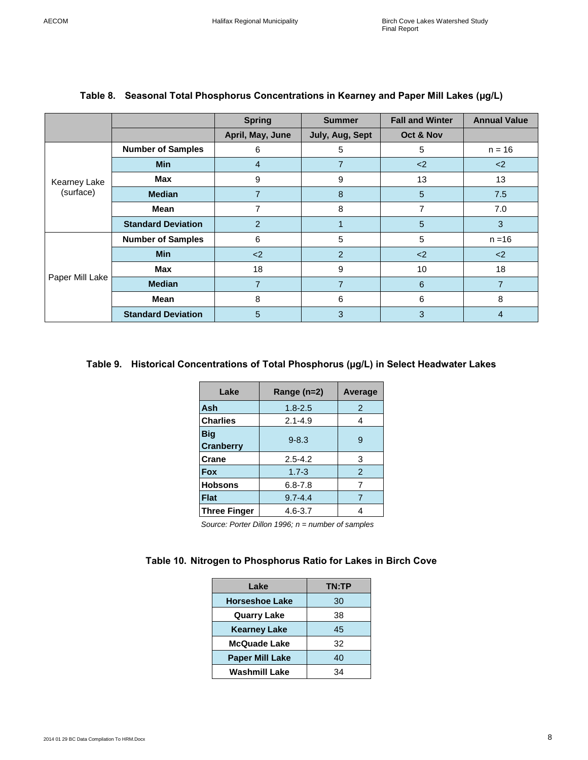**Table 8. Seasonal Total Phosphorus Concentrations in Kearney and Paper Mill Lakes (µg/L)**

| | | Spring | Summer | Fall and Winter | Annual Value |
|---|---|---|---|---|---|
| | | April, May, June | July, Aug, Sept | Oct & Nov | |
| Kearney Lake (surface) | Number of Samples | 6 | 5 | 5 | n = 16 |
| | Min | 4 | 7 | <2 | <2 |
| | Max | 9 | 9 | 13 | 13 |
| | Median | 7 | 8 | 5 | 7.5 |
| | Mean | 7 | 8 | 7 | 7.0 |
| | Standard Deviation | 2 | 1 | 5 | 3 |
| Paper Mill Lake | Number of Samples | 6 | 5 | 5 | n =16 |
| | Min | <2 | 2 | <2 | <2 |
| | Max | 18 | 9 | 10 | 18 |
| | Median | 7 | 7 | 6 | 7 |
| | Mean | 8 | 6 | 6 | 8 |
| | Standard Deviation | 5 | 3 | 3 | 4 |

**Table 9. Historical Concentrations of Total Phosphorus (µg/L) in Select Headwater Lakes**

| Lake | Range (n=2) | Average |
|---|---|---|
| Ash | 1.8-2.5 | 2 |
| Charlies | 2.1-4.9 | 4 |
| Big Cranberry | 9-8.3 | 9 |
| Crane | 2.5-4.2 | 3 |
| Fox | 1.7-3 | 2 |
| Hobsons | 6.8-7.8 | 7 |
| Flat | 9.7-4.4 | 7 |
| Three Finger | 4.6-3.7 | 4 |

*Source: Porter Dillon 1996; n = number of samples*

**Table 10. Nitrogen to Phosphorus Ratio for Lakes in Birch Cove**

| Lake | TN:TP |
|---|---|
| Horseshoe Lake | 30 |
| Quarry Lake | 38 |
| Kearney Lake | 45 |
| McQuade Lake | 32 |
| Paper Mill Lake | 40 |
| Washmill Lake | 34 |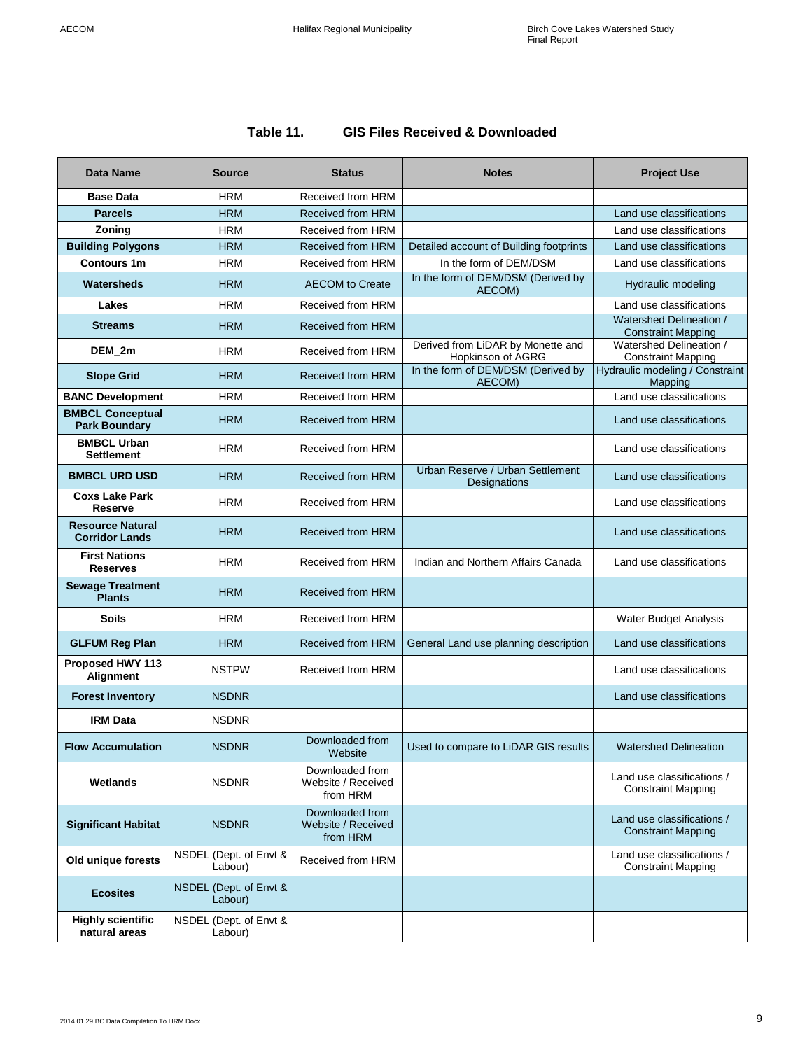**Table 11. GIS Files Received & Downloaded**

| Data Name | Source | Status | Notes | Project Use |
|---|---|---|---|---|
| **Base Data** | HRM | Received from HRM | | |
| **Parcels** | HRM | Received from HRM | | Land use classifications |
| **Zoning** | HRM | Received from HRM | | Land use classifications |
| **Building Polygons** | HRM | Received from HRM | Detailed account of Building footprints | Land use classifications |
| **Contours 1m** | HRM | Received from HRM | In the form of DEM/DSM | Land use classifications |
| **Watersheds** | HRM | AECOM to Create | In the form of DEM/DSM (Derived by AECOM) | Hydraulic modeling |
| **Lakes** | HRM | Received from HRM | | Land use classifications |
| **Streams** | HRM | Received from HRM | | Watershed Delineation / Constraint Mapping |
| **DEM_2m** | HRM | Received from HRM | Derived from LiDAR by Monette and Hopkinson of AGRG | Watershed Delineation / Constraint Mapping |
| **Slope Grid** | HRM | Received from HRM | In the form of DEM/DSM (Derived by AECOM) | Hydraulic modeling / Constraint Mapping |
| **BANC Development** | HRM | Received from HRM | | Land use classifications |
| **BMBCL Conceptual Park Boundary** | HRM | Received from HRM | | Land use classifications |
| **BMBCL Urban Settlement** | HRM | Received from HRM | | Land use classifications |
| **BMBCL URD USD** | HRM | Received from HRM | Urban Reserve / Urban Settlement Designations | Land use classifications |
| **Coxs Lake Park Reserve** | HRM | Received from HRM | | Land use classifications |
| **Resource Natural Corridor Lands** | HRM | Received from HRM | | Land use classifications |
| **First Nations Reserves** | HRM | Received from HRM | Indian and Northern Affairs Canada | Land use classifications |
| **Sewage Treatment Plants** | HRM | Received from HRM | | |
| **Soils** | HRM | Received from HRM | | Water Budget Analysis |
| **GLFUM Reg Plan** | HRM | Received from HRM | General Land use planning description | Land use classifications |
| **Proposed HWY 113 Alignment** | NSTPW | Received from HRM | | Land use classifications |
| **Forest Inventory** | NSDNR | | | Land use classifications |
| **IRM Data** | NSDNR | | | |
| **Flow Accumulation** | NSDNR | Downloaded from Website | Used to compare to LiDAR GIS results | Watershed Delineation |
| **Wetlands** | NSDNR | Downloaded from Website / Received from HRM | | Land use classifications / Constraint Mapping |
| **Significant Habitat** | NSDNR | Downloaded from Website / Received from HRM | | Land use classifications / Constraint Mapping |
| **Old unique forests** | NSDEL (Dept. of Envt & Labour) | Received from HRM | | Land use classifications / Constraint Mapping |
| **Ecosites** | NSDEL (Dept. of Envt & Labour) | | | |
| **Highly scientific natural areas** | NSDEL (Dept. of Envt & Labour) | | | |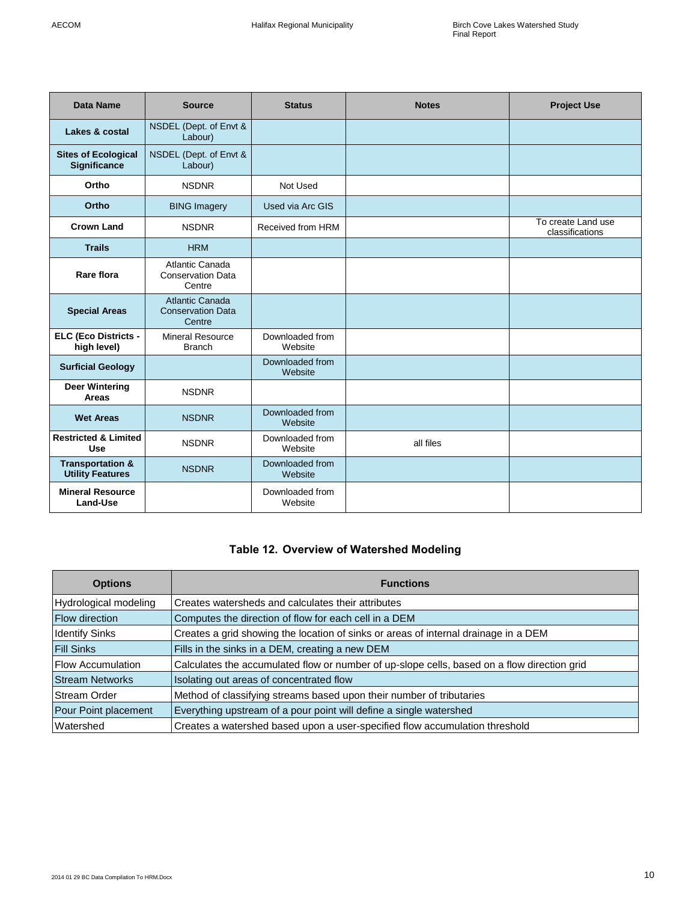| Data Name | Source | Status | Notes | Project Use |
|---|---|---|---|---|
| **Lakes & costal** | NSDEL (Dept. of Envt & Labour) | | | |
| **Sites of Ecological Significance** | NSDEL (Dept. of Envt & Labour) | | | |
| **Ortho** | NSDNR | Not Used | | |
| **Ortho** | BING Imagery | Used via Arc GIS | | |
| **Crown Land** | NSDNR | Received from HRM | | To create Land use classifications |
| **Trails** | HRM | | | |
| **Rare flora** | Atlantic Canada Conservation Data Centre | | | |
| **Special Areas** | Atlantic Canada Conservation Data Centre | | | |
| **ELC (Eco Districts - high level)** | Mineral Resource Branch | Downloaded from Website | | |
| **Surficial Geology** | | Downloaded from Website | | |
| **Deer Wintering Areas** | NSDNR | | | |
| **Wet Areas** | NSDNR | Downloaded from Website | | |
| **Restricted & Limited Use** | NSDNR | Downloaded from Website | all files | |
| **Transportation & Utility Features** | NSDNR | Downloaded from Website | | |
| **Mineral Resource Land-Use** | | Downloaded from Website | | |

### Table 12. Overview of Watershed Modeling

| Options | Functions |
|---|---|
| Hydrological modeling | Creates watersheds and calculates their attributes |
| Flow direction | Computes the direction of flow for each cell in a DEM |
| Identify Sinks | Creates a grid showing the location of sinks or areas of internal drainage in a DEM |
| Fill Sinks | Fills in the sinks in a DEM, creating a new DEM |
| Flow Accumulation | Calculates the accumulated flow or number of up-slope cells, based on a flow direction grid |
| Stream Networks | Isolating out areas of concentrated flow |
| Stream Order | Method of classifying streams based upon their number of tributaries |
| Pour Point placement | Everything upstream of a pour point will define a single watershed |
| Watershed | Creates a watershed based upon a user-specified flow accumulation threshold |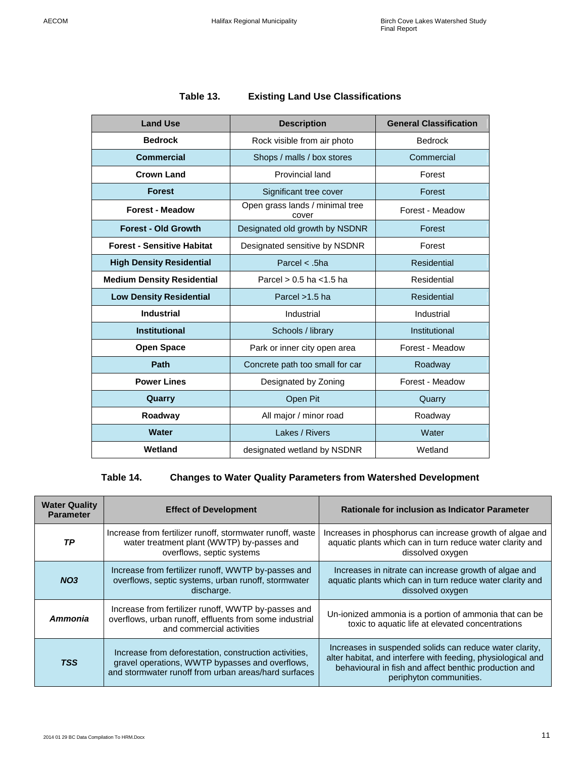**Table 13. Existing Land Use Classifications**

| Land Use | Description | General Classification |
|---|---|---|
| **Bedrock** | Rock visible from air photo | Bedrock |
| **Commercial** | Shops / malls / box stores | Commercial |
| **Crown Land** | Provincial land | Forest |
| **Forest** | Significant tree cover | Forest |
| **Forest - Meadow** | Open grass lands / minimal tree cover | Forest - Meadow |
| **Forest - Old Growth** | Designated old growth by NSDNR | Forest |
| **Forest - Sensitive Habitat** | Designated sensitive by NSDNR | Forest |
| **High Density Residential** | Parcel < .5ha | Residential |
| **Medium Density Residential** | Parcel > 0.5 ha <1.5 ha | Residential |
| **Low Density Residential** | Parcel >1.5 ha | Residential |
| **Industrial** | Industrial | Industrial |
| **Institutional** | Schools / library | Institutional |
| **Open Space** | Park or inner city open area | Forest - Meadow |
| **Path** | Concrete path too small for car | Roadway |
| **Power Lines** | Designated by Zoning | Forest - Meadow |
| **Quarry** | Open Pit | Quarry |
| **Roadway** | All major / minor road | Roadway |
| **Water** | Lakes / Rivers | Water |
| **Wetland** | designated wetland by NSDNR | Wetland |

**Table 14. Changes to Water Quality Parameters from Watershed Development**

| Water Quality Parameter | Effect of Development | Rationale for inclusion as Indicator Parameter |
|---|---|---|
| ***TP*** | Increase from fertilizer runoff, stormwater runoff, waste water treatment plant (WWTP) by-passes and overflows, septic systems | Increases in phosphorus can increase growth of algae and aquatic plants which can in turn reduce water clarity and dissolved oxygen |
| ***NO3*** | Increase from fertilizer runoff, WWTP by-passes and overflows, septic systems, urban runoff, stormwater discharge. | Increases in nitrate can increase growth of algae and aquatic plants which can in turn reduce water clarity and dissolved oxygen |
| ***Ammonia*** | Increase from fertilizer runoff, WWTP by-passes and overflows, urban runoff, effluents from some industrial and commercial activities | Un-ionized ammonia is a portion of ammonia that can be toxic to aquatic life at elevated concentrations |
| ***TSS*** | Increase from deforestation, construction activities, gravel operations, WWTP bypasses and overflows, and stormwater runoff from urban areas/hard surfaces | Increases in suspended solids can reduce water clarity, alter habitat, and interfere with feeding, physiological and behavioural in fish and affect benthic production and periphyton communities. |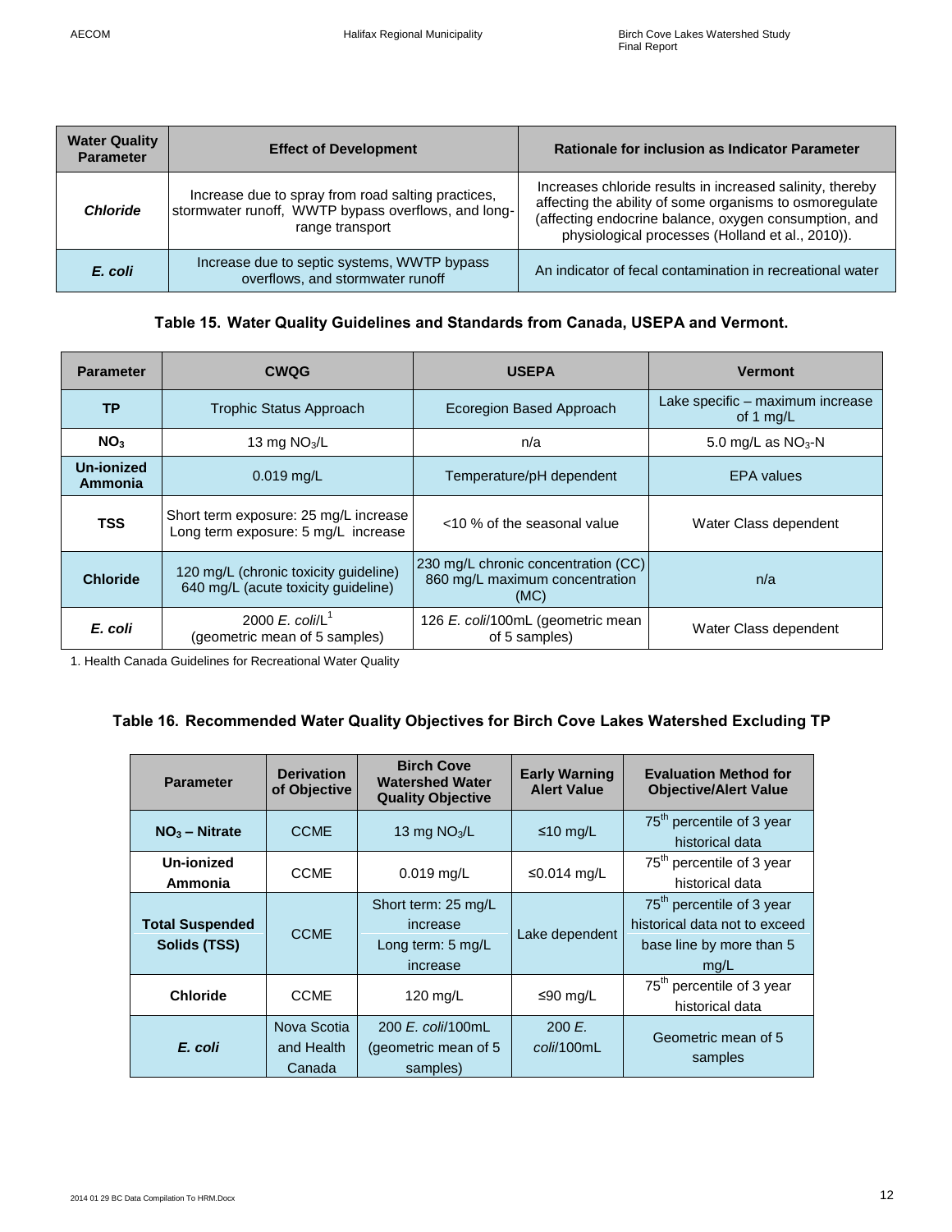| Water Quality Parameter | Effect of Development | Rationale for inclusion as Indicator Parameter |
|---|---|---|
| ***Chloride*** | Increase due to spray from road salting practices, stormwater runoff, WWTP bypass overflows, and long-range transport | Increases chloride results in increased salinity, thereby affecting the ability of some organisms to osmoregulate (affecting endocrine balance, oxygen consumption, and physiological processes (Holland et al., 2010)). |
| ***E. coli*** | Increase due to septic systems, WWTP bypass overflows, and stormwater runoff | An indicator of fecal contamination in recreational water |

**Table 15. Water Quality Guidelines and Standards from Canada, USEPA and Vermont.**

| Parameter | CWQG | USEPA | Vermont |
|---|---|---|---|
| **TP** | Trophic Status Approach | Ecoregion Based Approach | Lake specific – maximum increase of 1 mg/L |
| **$NO_3$** | 13 mg $NO_3$/L | n/a | 5.0 mg/L as $NO_3$-N |
| **Un-ionized Ammonia** | 0.019 mg/L | Temperature/pH dependent | EPA values |
| **TSS** | Short term exposure: 25 mg/L increase<br>Long term exposure: 5 mg/L increase | <10 % of the seasonal value | Water Class dependent |
| **Chloride** | 120 mg/L (chronic toxicity guideline)<br>640 mg/L (acute toxicity guideline) | 230 mg/L chronic concentration (CC)<br>860 mg/L maximum concentration (MC) | n/a |
| ***E. coli*** | 2000 *E. coli*/L[1]<br>(geometric mean of 5 samples) | 126 *E. coli*/100mL (geometric mean of 5 samples) | Water Class dependent |

1. Health Canada Guidelines for Recreational Water Quality

**Table 16. Recommended Water Quality Objectives for Birch Cove Lakes Watershed Excluding TP**

| Parameter | Derivation of Objective | Birch Cove Watershed Water Quality Objective | Early Warning Alert Value | Evaluation Method for Objective/Alert Value |
|---|---|---|---|---|
| **$NO_3$ – Nitrate** | CCME | 13 mg $NO_3$/L | ≤10 mg/L | $75^{th}$ percentile of 3 year historical data |
| **Un-ionized Ammonia** | CCME | 0.019 mg/L | ≤0.014 mg/L | $75^{th}$ percentile of 3 year historical data |
| **Total Suspended Solids (TSS)** | CCME | Short term: 25 mg/L increase<br>Long term: 5 mg/L increase | Lake dependent | $75^{th}$ percentile of 3 year historical data not to exceed base line by more than 5 mg/L |
| **Chloride** | CCME | 120 mg/L | ≤90 mg/L | $75^{th}$ percentile of 3 year historical data |
| ***E. coli*** | Nova Scotia and Health Canada | 200 *E. coli*/100mL (geometric mean of 5 samples) | 200 *E. coli*/100mL | Geometric mean of 5 samples |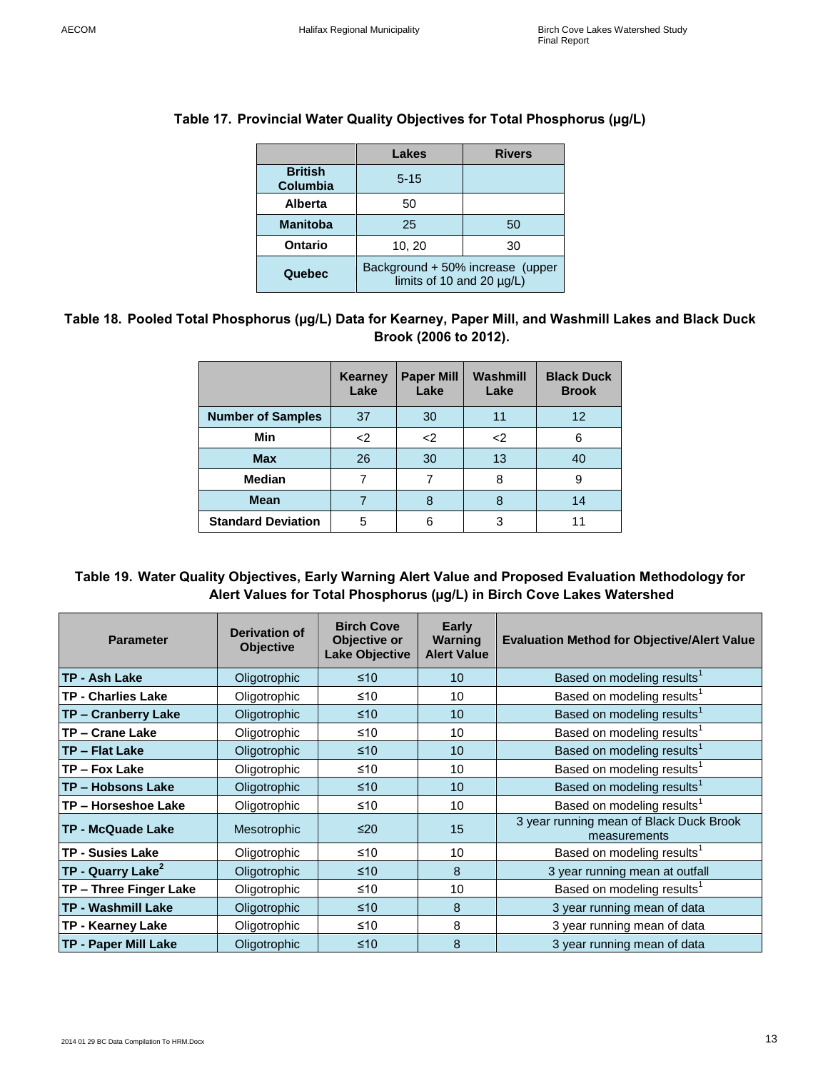**Table 17. Provincial Water Quality Objectives for Total Phosphorus (µg/L)**

| | Lakes | Rivers |
|---|---|---|
| **British Columbia** | 5-15 | |
| **Alberta** | 50 | |
| **Manitoba** | 25 | 50 |
| **Ontario** | 10, 20 | 30 |
| **Quebec** | Background + 50% increase (upper limits of 10 and 20 µg/L) | |

**Table 18. Pooled Total Phosphorus (µg/L) Data for Kearney, Paper Mill, and Washmill Lakes and Black Duck Brook (2006 to 2012).**

| | Kearney Lake | Paper Mill Lake | Washmill Lake | Black Duck Brook |
|---|---|---|---|---|
| **Number of Samples** | 37 | 30 | 11 | 12 |
| **Min** | <2 | <2 | <2 | 6 |
| **Max** | 26 | 30 | 13 | 40 |
| **Median** | 7 | 7 | 8 | 9 |
| **Mean** | 7 | 8 | 8 | 14 |
| **Standard Deviation** | 5 | 6 | 3 | 11 |

**Table 19. Water Quality Objectives, Early Warning Alert Value and Proposed Evaluation Methodology for Alert Values for Total Phosphorus (µg/L) in Birch Cove Lakes Watershed**

| Parameter | Derivation of Objective | Birch Cove Objective or Lake Objective | Early Warning Alert Value | Evaluation Method for Objective/Alert Value |
|---|---|---|---|---|
| **TP - Ash Lake** | Oligotrophic | ≤10 | 10 | Based on modeling results[1] |
| **TP - Charlies Lake** | Oligotrophic | ≤10 | 10 | Based on modeling results[1] |
| **TP – Cranberry Lake** | Oligotrophic | ≤10 | 10 | Based on modeling results[1] |
| **TP – Crane Lake** | Oligotrophic | ≤10 | 10 | Based on modeling results[1] |
| **TP – Flat Lake** | Oligotrophic | ≤10 | 10 | Based on modeling results[1] |
| **TP – Fox Lake** | Oligotrophic | ≤10 | 10 | Based on modeling results[1] |
| **TP – Hobsons Lake** | Oligotrophic | ≤10 | 10 | Based on modeling results[1] |
| **TP – Horseshoe Lake** | Oligotrophic | ≤10 | 10 | Based on modeling results[1] |
| **TP - McQuade Lake** | Mesotrophic | ≤20 | 15 | 3 year running mean of Black Duck Brook measurements |
| **TP - Susies Lake** | Oligotrophic | ≤10 | 10 | Based on modeling results[1] |
| **TP - Quarry Lake[2]** | Oligotrophic | ≤10 | 8 | 3 year running mean at outfall |
| **TP – Three Finger Lake** | Oligotrophic | ≤10 | 10 | Based on modeling results[1] |
| **TP - Washmill Lake** | Oligotrophic | ≤10 | 8 | 3 year running mean of data |
| **TP - Kearney Lake** | Oligotrophic | ≤10 | 8 | 3 year running mean of data |
| **TP - Paper Mill Lake** | Oligotrophic | ≤10 | 8 | 3 year running mean of data |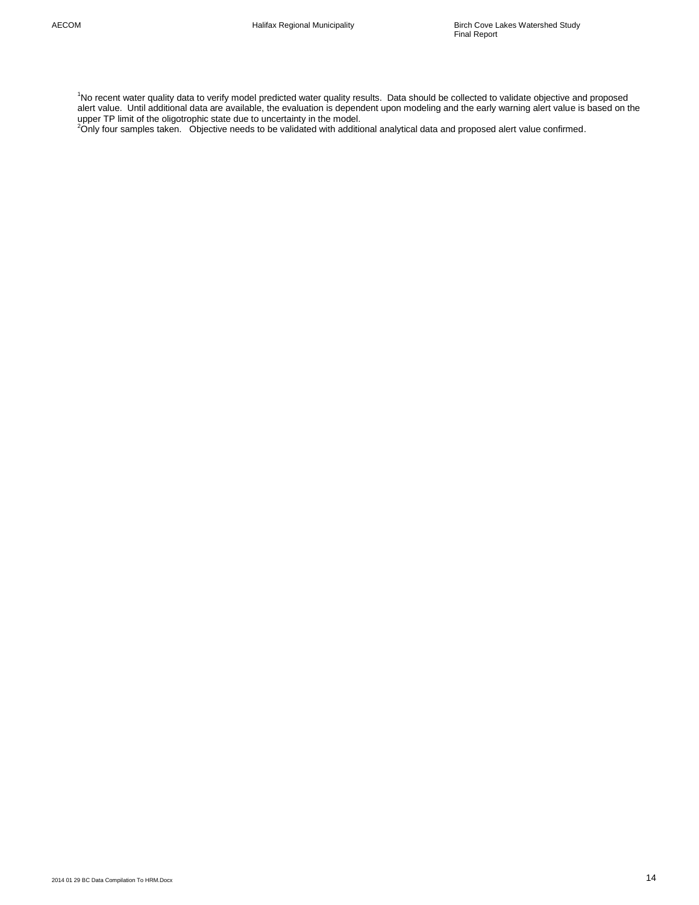[1]No recent water quality data to verify model predicted water quality results. Data should be collected to validate objective and proposed alert value. Until additional data are available, the evaluation is dependent upon modeling and the early warning alert value is based on the upper TP limit of the oligotrophic state due to uncertainty in the model.

[2]Only four samples taken. Objective needs to be validated with additional analytical data and proposed alert value confirmed.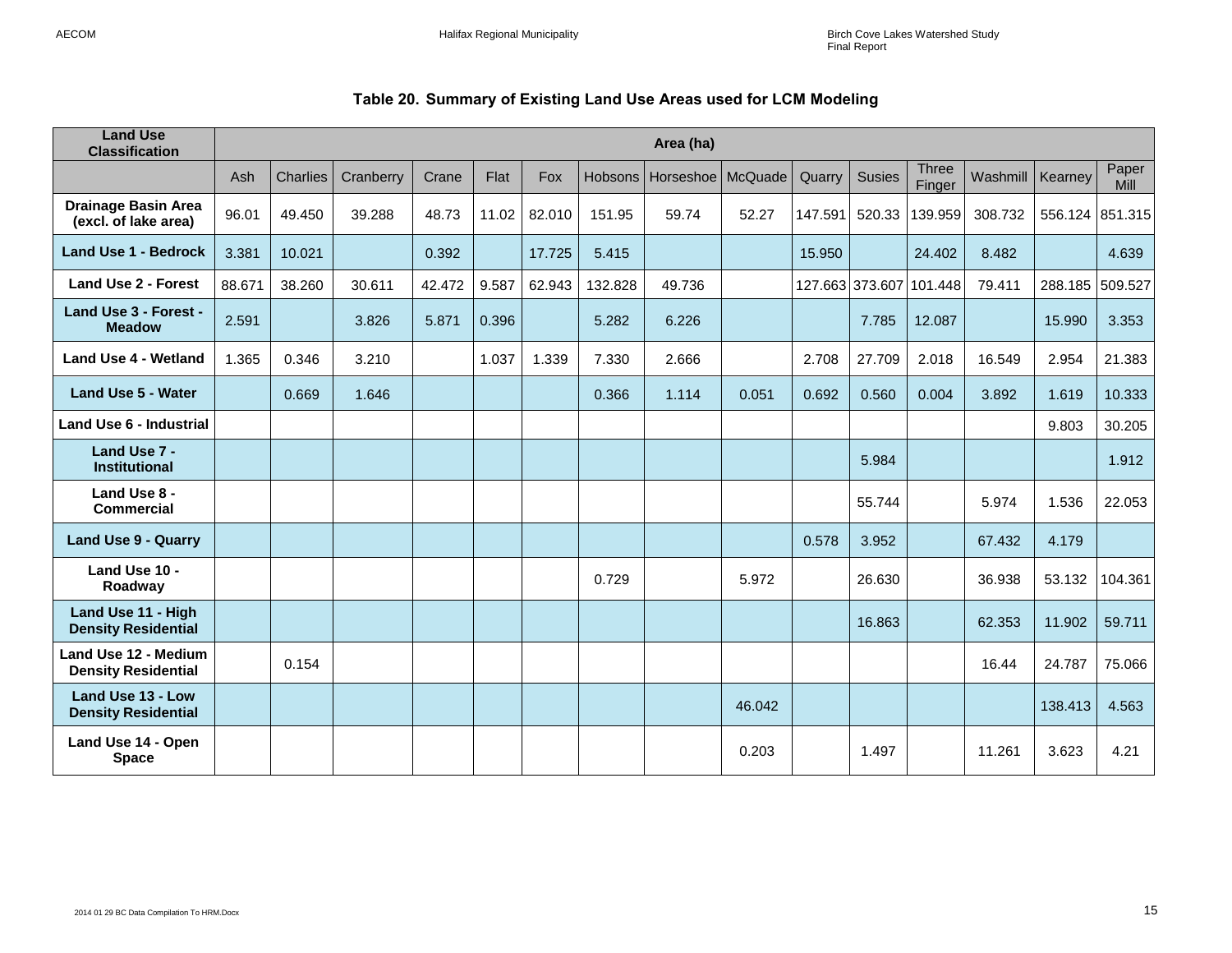**Table 20. Summary of Existing Land Use Areas used for LCM Modeling**

| Land Use Classification | Area (ha) | | | | | | | | | | | | | | |
|---|---|---|---|---|---|---|---|---|---|---|---|---|---|---|---|
| | Ash | Charlies | Cranberry | Crane | Flat | Fox | Hobsons | Horseshoe | McQuade | Quarry | Susies | Three Finger | Washmill | Kearney | Paper Mill |
| **Drainage Basin Area (excl. of lake area)** | 96.01 | 49.450 | 39.288 | 48.73 | 11.02 | 82.010 | 151.95 | 59.74 | 52.27 | 147.591 | 520.33 | 139.959 | 308.732 | 556.124 | 851.315 |
| **Land Use 1 - Bedrock** | 3.381 | 10.021 | | 0.392 | | 17.725 | 5.415 | | | 15.950 | | 24.402 | 8.482 | | 4.639 |
| **Land Use 2 - Forest** | 88.671 | 38.260 | 30.611 | 42.472 | 9.587 | 62.943 | 132.828 | 49.736 | | 127.663 | 373.607 | 101.448 | 79.411 | 288.185 | 509.527 |
| **Land Use 3 - Forest - Meadow** | 2.591 | | 3.826 | 5.871 | 0.396 | | 5.282 | 6.226 | | | 7.785 | 12.087 | | 15.990 | 3.353 |
| **Land Use 4 - Wetland** | 1.365 | 0.346 | 3.210 | | 1.037 | 1.339 | 7.330 | 2.666 | | 2.708 | 27.709 | 2.018 | 16.549 | 2.954 | 21.383 |
| **Land Use 5 - Water** | | 0.669 | 1.646 | | | | 0.366 | 1.114 | 0.051 | 0.692 | 0.560 | 0.004 | 3.892 | 1.619 | 10.333 |
| **Land Use 6 - Industrial** | | | | | | | | | | | | | | 9.803 | 30.205 |
| **Land Use 7 - Institutional** | | | | | | | | | | | 5.984 | | | | 1.912 |
| **Land Use 8 - Commercial** | | | | | | | | | | | 55.744 | | 5.974 | 1.536 | 22.053 |
| **Land Use 9 - Quarry** | | | | | | | | | | 0.578 | 3.952 | | 67.432 | 4.179 | |
| **Land Use 10 - Roadway** | | | | | | | 0.729 | | 5.972 | | 26.630 | | 36.938 | 53.132 | 104.361 |
| **Land Use 11 - High Density Residential** | | | | | | | | | | | 16.863 | | 62.353 | 11.902 | 59.711 |
| **Land Use 12 - Medium Density Residential** | | 0.154 | | | | | | | | | | | 16.44 | 24.787 | 75.066 |
| **Land Use 13 - Low Density Residential** | | | | | | | | | 46.042 | | | | | 138.413 | 4.563 |
| **Land Use 14 - Open Space** | | | | | | | | | 0.203 | | 1.497 | | 11.261 | 3.623 | 4.21 |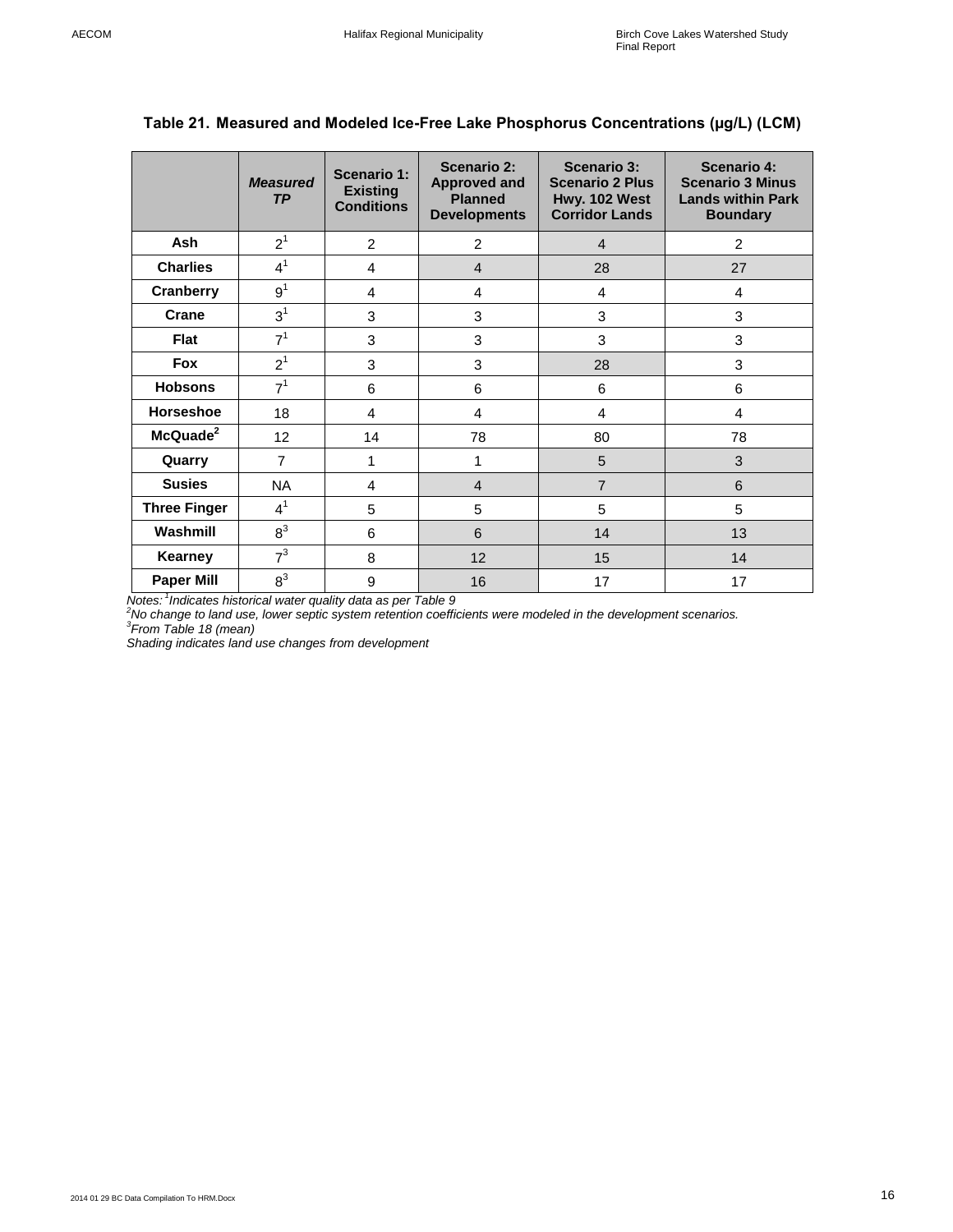**Table 21. Measured and Modeled Ice-Free Lake Phosphorus Concentrations (µg/L) (LCM)**

| | ***Measured TP*** | **Scenario 1: Existing Conditions** | **Scenario 2: Approved and Planned Developments** | **Scenario 3: Scenario 2 Plus Hwy. 102 West Corridor Lands** | **Scenario 4: Scenario 3 Minus Lands within Park Boundary** |
|---|---|---|---|---|---|
| **Ash** | 2[1] | 2 | 2 | 4 | 2 |
| **Charlies** | 4[1] | 4 | 4 | 28 | 27 |
| **Cranberry** | 9[1] | 4 | 4 | 4 | 4 |
| **Crane** | 3[1] | 3 | 3 | 3 | 3 |
| **Flat** | 7[1] | 3 | 3 | 3 | 3 |
| **Fox** | 2[1] | 3 | 3 | 28 | 3 |
| **Hobsons** | 7[1] | 6 | 6 | 6 | 6 |
| **Horseshoe** | 18 | 4 | 4 | 4 | 4 |
| **McQuade[2]** | 12 | 14 | 78 | 80 | 78 |
| **Quarry** | 7 | 1 | 1 | 5 | 3 |
| **Susies** | NA | 4 | 4 | 7 | 6 |
| **Three Finger** | 4[1] | 5 | 5 | 5 | 5 |
| **Washmill** | 8[3] | 6 | 6 | 14 | 13 |
| **Kearney** | 7[3] | 8 | 12 | 15 | 14 |
| **Paper Mill** | 8[3] | 9 | 16 | 17 | 17 |

*Notes: [1]Indicates historical water quality data as per Table 9*
*[2]No change to land use, lower septic system retention coefficients were modeled in the development scenarios.*
*[3]From Table 18 (mean)*
*Shading indicates land use changes from development*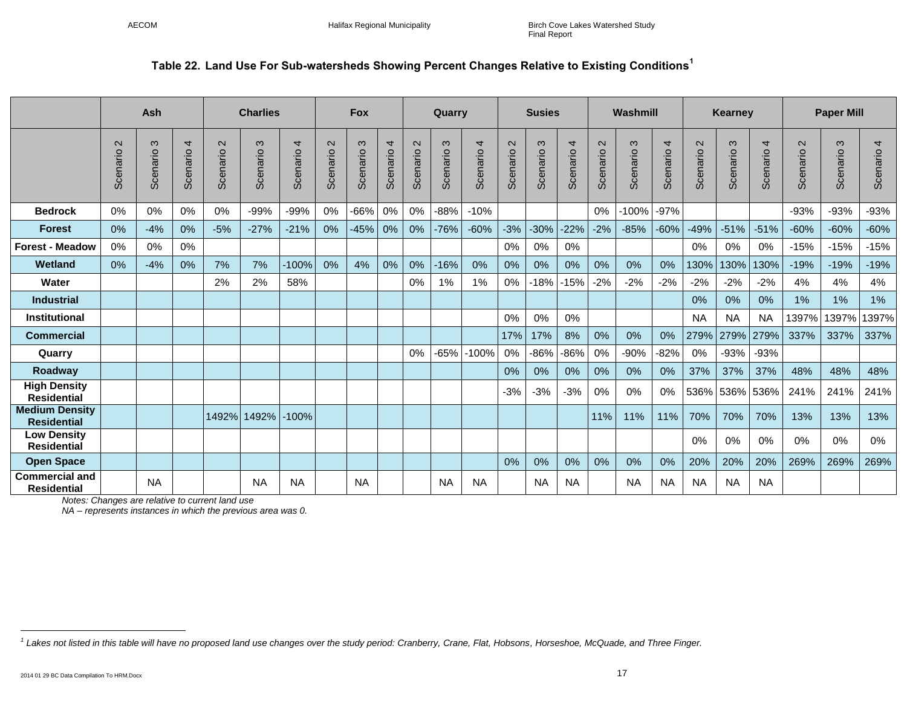### Table 22. Land Use For Sub-watersheds Showing Percent Changes Relative to Existing Conditions[1]

| | Ash | | | Charlies | | | Fox | | | Quarry | | | Susies | | | Washmill | | | Kearney | | | Paper Mill | | |
|---|---|---|---|---|---|---|---|---|---|---|---|---|---|---|---|---|---|---|---|---|---|---|---|---|
| | Scenario 2 | Scenario 3 | Scenario 4 | Scenario 2 | Scenario 3 | Scenario 4 | Scenario 2 | Scenario 3 | Scenario 4 | Scenario 2 | Scenario 3 | Scenario 4 | Scenario 2 | Scenario 3 | Scenario 4 | Scenario 2 | Scenario 3 | Scenario 4 | Scenario 2 | Scenario 3 | Scenario 4 | Scenario 2 | Scenario 3 | Scenario 4 |
| **Bedrock** | 0% | 0% | 0% | 0% | -99% | -99% | 0% | -66% | 0% | 0% | -88% | -10% | | | | 0% | -100% | -97% | | | | -93% | -93% | -93% |
| **Forest** | 0% | -4% | 0% | -5% | -27% | -21% | 0% | -45% | 0% | 0% | -76% | -60% | -3% | -30% | -22% | -2% | -85% | -60% | -49% | -51% | -51% | -60% | -60% | -60% |
| **Forest - Meadow** | 0% | 0% | 0% | | | | | | | | | | 0% | 0% | 0% | | | | 0% | 0% | 0% | -15% | -15% | -15% |
| **Wetland** | 0% | -4% | 0% | 7% | 7% | -100% | 0% | 4% | 0% | 0% | -16% | 0% | 0% | 0% | 0% | 0% | 0% | 0% | 130% | 130% | 130% | -19% | -19% | -19% |
| **Water** | | | | 2% | 2% | 58% | | | | 0% | 1% | 1% | 0% | -18% | -15% | -2% | -2% | -2% | -2% | -2% | -2% | 4% | 4% | 4% |
| **Industrial** | | | | | | | | | | | | | | | | | | | 0% | 0% | 0% | 1% | 1% | 1% |
| **Institutional** | | | | | | | | | | | | | 0% | 0% | 0% | | | | NA | NA | NA | 1397% | 1397% | 1397% |
| **Commercial** | | | | | | | | | | | | | 17% | 17% | 8% | 0% | 0% | 0% | 279% | 279% | 279% | 337% | 337% | 337% |
| **Quarry** | | | | | | | | | | 0% | -65% | -100% | 0% | -86% | -86% | 0% | -90% | -82% | 0% | -93% | -93% | | | |
| **Roadway** | | | | | | | | | | | | | 0% | 0% | 0% | 0% | 0% | 0% | 37% | 37% | 37% | 48% | 48% | 48% |
| **High Density Residential** | | | | | | | | | | | | | -3% | -3% | -3% | 0% | 0% | 0% | 536% | 536% | 536% | 241% | 241% | 241% |
| **Medium Density Residential** | | | | 1492% | 1492% | -100% | | | | | | | | | | 11% | 11% | 11% | 70% | 70% | 70% | 13% | 13% | 13% |
| **Low Density Residential** | | | | | | | | | | | | | | | | | | | 0% | 0% | 0% | 0% | 0% | 0% |
| **Open Space** | | | | | | | | | | | | | 0% | 0% | 0% | 0% | 0% | 0% | 20% | 20% | 20% | 269% | 269% | 269% |
| **Commercial and Residential** | | NA | | | NA | NA | | NA | | | NA | NA | | NA | NA | | NA | NA | NA | NA | NA | | | |

*Notes: Changes are relative to current land use*

*NA – represents instances in which the previous area was 0.*

[1] *Lakes not listed in this table will have no proposed land use changes over the study period: Cranberry, Crane, Flat, Hobsons, Horseshoe, McQuade, and Three Finger.*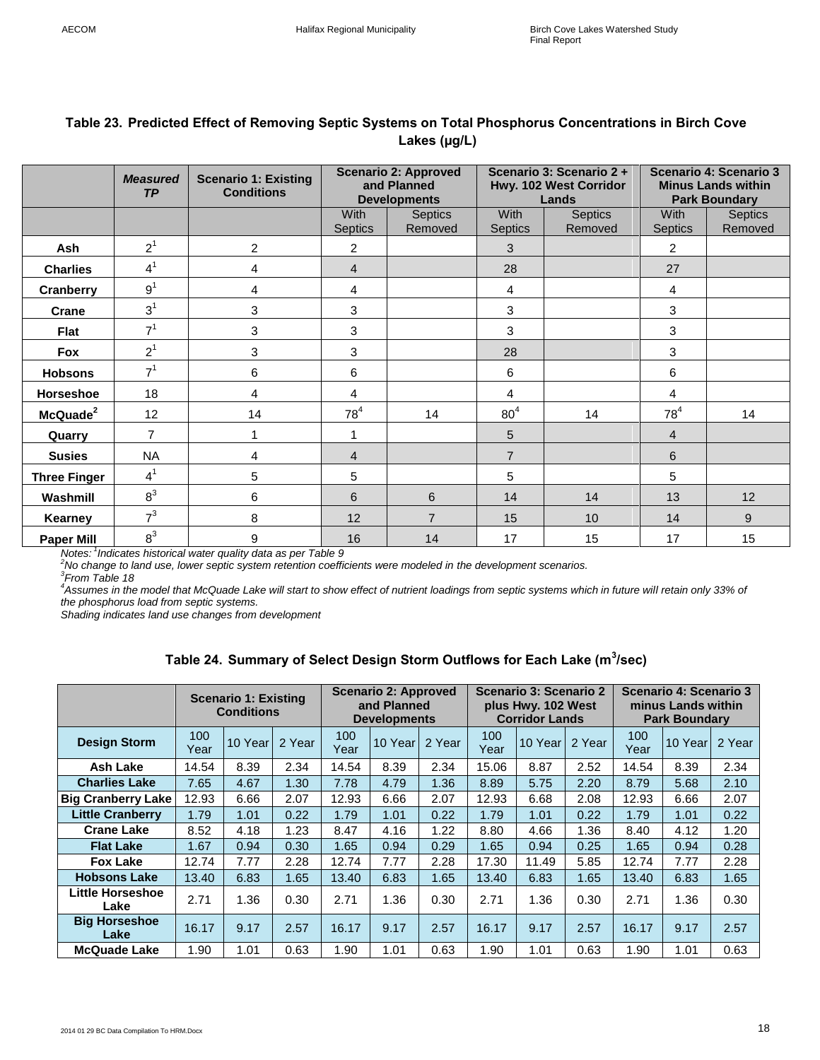**Table 23. Predicted Effect of Removing Septic Systems on Total Phosphorus Concentrations in Birch Cove Lakes (µg/L)**

| | *Measured TP* | Scenario 1: Existing Conditions | Scenario 2: Approved and Planned Developments | | Scenario 3: Scenario 2 + Hwy. 102 West Corridor Lands | | Scenario 4: Scenario 3 Minus Lands within Park Boundary | |
|---|---|---|---|---|---|---|---|---|
| | | | With Septics | Septics Removed | With Septics | Septics Removed | With Septics | Septics Removed |
| **Ash** | 2[1] | 2 | 2 | | 3 | | 2 | |
| **Charlies** | 4[1] | 4 | 4 | | 28 | | 27 | |
| **Cranberry** | 9[1] | 4 | 4 | | 4 | | 4 | |
| **Crane** | 3[1] | 3 | 3 | | 3 | | 3 | |
| **Flat** | 7[1] | 3 | 3 | | 3 | | 3 | |
| **Fox** | 2[1] | 3 | 3 | | 28 | | 3 | |
| **Hobsons** | 7[1] | 6 | 6 | | 6 | | 6 | |
| **Horseshoe** | 18 | 4 | 4 | | 4 | | 4 | |
| **McQuade[2]** | 12 | 14 | 78[4] | 14 | 80[4] | 14 | 78[4] | 14 |
| **Quarry** | 7 | 1 | 1 | | 5 | | 4 | |
| **Susies** | NA | 4 | 4 | | 7 | | 6 | |
| **Three Finger** | 4[1] | 5 | 5 | | 5 | | 5 | |
| **Washmill** | 8[3] | 6 | 6 | 6 | 14 | 14 | 13 | 12 |
| **Kearney** | 7[3] | 8 | 12 | 7 | 15 | 10 | 14 | 9 |
| **Paper Mill** | 8[3] | 9 | 16 | 14 | 17 | 15 | 17 | 15 |

*Notes: [1]Indicates historical water quality data as per Table 9*
*[2]No change to land use, lower septic system retention coefficients were modeled in the development scenarios.*
*[3]From Table 18*
*[4]Assumes in the model that McQuade Lake will start to show effect of nutrient loadings from septic systems which in future will retain only 33% of the phosphorus load from septic systems.*
*Shading indicates land use changes from development*

**Table 24. Summary of Select Design Storm Outflows for Each Lake ($m^3$/sec)**

| | Scenario 1: Existing Conditions | | | Scenario 2: Approved and Planned Developments | | | Scenario 3: Scenario 2 plus Hwy. 102 West Corridor Lands | | | Scenario 4: Scenario 3 minus Lands within Park Boundary | | |
|---|---|---|---|---|---|---|---|---|---|---|---|---|
| **Design Storm** | 100 Year | 10 Year | 2 Year | 100 Year | 10 Year | 2 Year | 100 Year | 10 Year | 2 Year | 100 Year | 10 Year | 2 Year |
| **Ash Lake** | 14.54 | 8.39 | 2.34 | 14.54 | 8.39 | 2.34 | 15.06 | 8.87 | 2.52 | 14.54 | 8.39 | 2.34 |
| **Charlies Lake** | 7.65 | 4.67 | 1.30 | 7.78 | 4.79 | 1.36 | 8.89 | 5.75 | 2.20 | 8.79 | 5.68 | 2.10 |
| **Big Cranberry Lake** | 12.93 | 6.66 | 2.07 | 12.93 | 6.66 | 2.07 | 12.93 | 6.68 | 2.08 | 12.93 | 6.66 | 2.07 |
| **Little Cranberry** | 1.79 | 1.01 | 0.22 | 1.79 | 1.01 | 0.22 | 1.79 | 1.01 | 0.22 | 1.79 | 1.01 | 0.22 |
| **Crane Lake** | 8.52 | 4.18 | 1.23 | 8.47 | 4.16 | 1.22 | 8.80 | 4.66 | 1.36 | 8.40 | 4.12 | 1.20 |
| **Flat Lake** | 1.67 | 0.94 | 0.30 | 1.65 | 0.94 | 0.29 | 1.65 | 0.94 | 0.25 | 1.65 | 0.94 | 0.28 |
| **Fox Lake** | 12.74 | 7.77 | 2.28 | 12.74 | 7.77 | 2.28 | 17.30 | 11.49 | 5.85 | 12.74 | 7.77 | 2.28 |
| **Hobsons Lake** | 13.40 | 6.83 | 1.65 | 13.40 | 6.83 | 1.65 | 13.40 | 6.83 | 1.65 | 13.40 | 6.83 | 1.65 |
| **Little Horseshoe Lake** | 2.71 | 1.36 | 0.30 | 2.71 | 1.36 | 0.30 | 2.71 | 1.36 | 0.30 | 2.71 | 1.36 | 0.30 |
| **Big Horseshoe Lake** | 16.17 | 9.17 | 2.57 | 16.17 | 9.17 | 2.57 | 16.17 | 9.17 | 2.57 | 16.17 | 9.17 | 2.57 |
| **McQuade Lake** | 1.90 | 1.01 | 0.63 | 1.90 | 1.01 | 0.63 | 1.90 | 1.01 | 0.63 | 1.90 | 1.01 | 0.63 |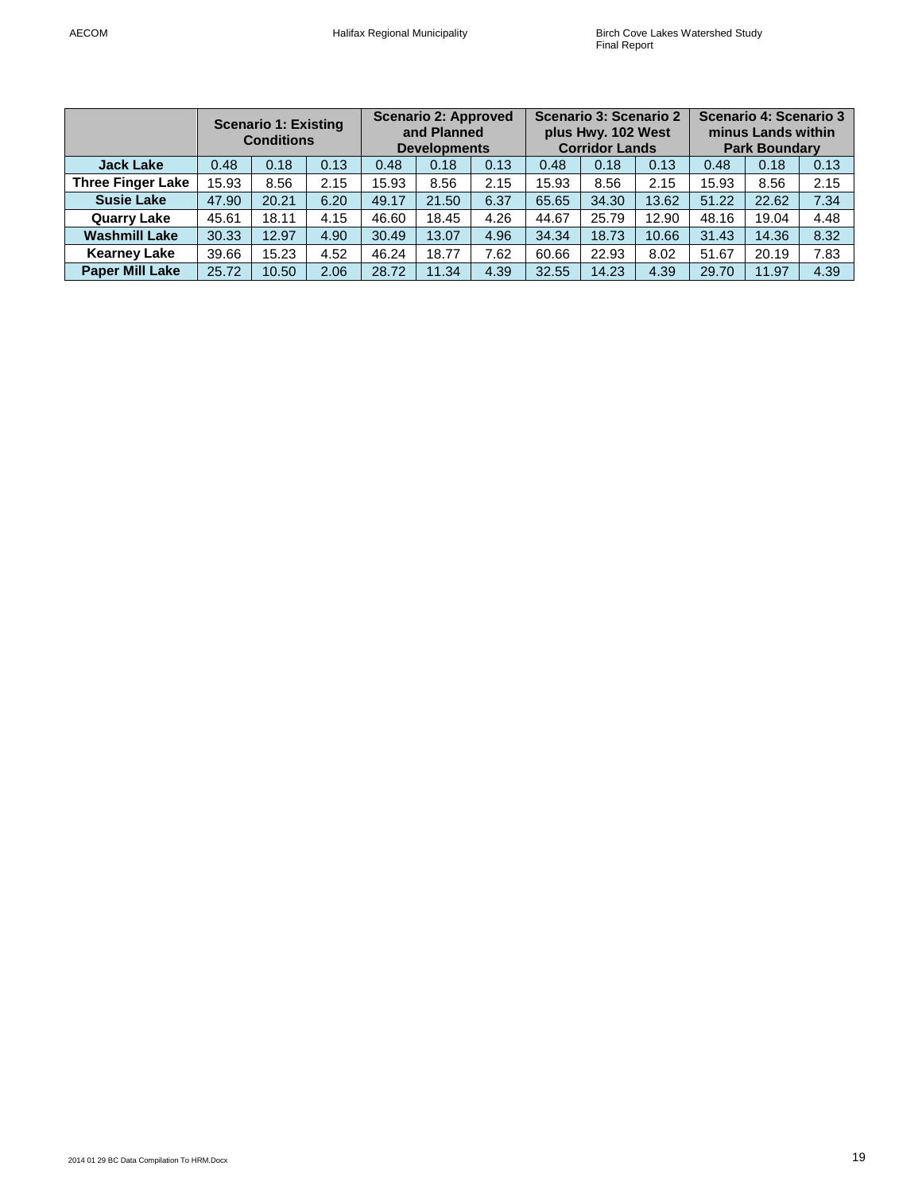| | Scenario 1: Existing Conditions | | | Scenario 2: Approved and Planned Developments | | | Scenario 3: Scenario 2 plus Hwy. 102 West Corridor Lands | | | Scenario 4: Scenario 3 minus Lands within Park Boundary | | |
|---|---|---|---|---|---|---|---|---|---|---|---|---|
| **Jack Lake** | 0.48 | 0.18 | 0.13 | 0.48 | 0.18 | 0.13 | 0.48 | 0.18 | 0.13 | 0.48 | 0.18 | 0.13 |
| **Three Finger Lake** | 15.93 | 8.56 | 2.15 | 15.93 | 8.56 | 2.15 | 15.93 | 8.56 | 2.15 | 15.93 | 8.56 | 2.15 |
| **Susie Lake** | 47.90 | 20.21 | 6.20 | 49.17 | 21.50 | 6.37 | 65.65 | 34.30 | 13.62 | 51.22 | 22.62 | 7.34 |
| **Quarry Lake** | 45.61 | 18.11 | 4.15 | 46.60 | 18.45 | 4.26 | 44.67 | 25.79 | 12.90 | 48.16 | 19.04 | 4.48 |
| **Washmill Lake** | 30.33 | 12.97 | 4.90 | 30.49 | 13.07 | 4.96 | 34.34 | 18.73 | 10.66 | 31.43 | 14.36 | 8.32 |
| **Kearney Lake** | 39.66 | 15.23 | 4.52 | 46.24 | 18.77 | 7.62 | 60.66 | 22.93 | 8.02 | 51.67 | 20.19 | 7.83 |
| **Paper Mill Lake** | 25.72 | 10.50 | 2.06 | 28.72 | 11.34 | 4.39 | 32.55 | 14.23 | 4.39 | 29.70 | 11.97 | 4.39 |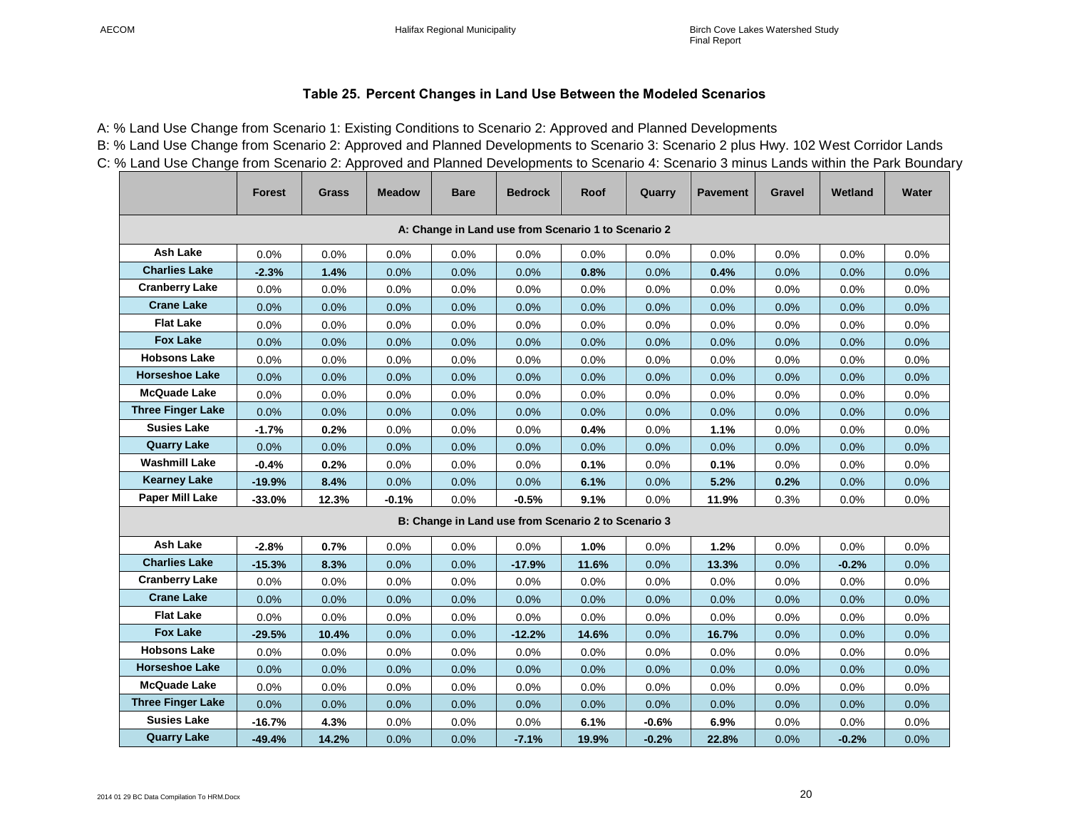### Table 25. Percent Changes in Land Use Between the Modeled Scenarios

A: % Land Use Change from Scenario 1: Existing Conditions to Scenario 2: Approved and Planned Developments

B: % Land Use Change from Scenario 2: Approved and Planned Developments to Scenario 3: Scenario 2 plus Hwy. 102 West Corridor Lands

C: % Land Use Change from Scenario 2: Approved and Planned Developments to Scenario 4: Scenario 3 minus Lands within the Park Boundary

| | Forest | Grass | Meadow | Bare | Bedrock | Roof | Quarry | Pavement | Gravel | Wetland | Water |
|---|---|---|---|---|---|---|---|---|---|---|---|
| **A: Change in Land use from Scenario 1 to Scenario 2** | | | | | | | | | | | |
| **Ash Lake** | 0.0% | 0.0% | 0.0% | 0.0% | 0.0% | 0.0% | 0.0% | 0.0% | 0.0% | 0.0% | 0.0% |
| **Charlies Lake** | **-2.3%** | **1.4%** | 0.0% | 0.0% | 0.0% | **0.8%** | 0.0% | **0.4%** | 0.0% | 0.0% | 0.0% |
| **Cranberry Lake** | 0.0% | 0.0% | 0.0% | 0.0% | 0.0% | 0.0% | 0.0% | 0.0% | 0.0% | 0.0% | 0.0% |
| **Crane Lake** | 0.0% | 0.0% | 0.0% | 0.0% | 0.0% | 0.0% | 0.0% | 0.0% | 0.0% | 0.0% | 0.0% |
| **Flat Lake** | 0.0% | 0.0% | 0.0% | 0.0% | 0.0% | 0.0% | 0.0% | 0.0% | 0.0% | 0.0% | 0.0% |
| **Fox Lake** | 0.0% | 0.0% | 0.0% | 0.0% | 0.0% | 0.0% | 0.0% | 0.0% | 0.0% | 0.0% | 0.0% |
| **Hobsons Lake** | 0.0% | 0.0% | 0.0% | 0.0% | 0.0% | 0.0% | 0.0% | 0.0% | 0.0% | 0.0% | 0.0% |
| **Horseshoe Lake** | 0.0% | 0.0% | 0.0% | 0.0% | 0.0% | 0.0% | 0.0% | 0.0% | 0.0% | 0.0% | 0.0% |
| **McQuade Lake** | 0.0% | 0.0% | 0.0% | 0.0% | 0.0% | 0.0% | 0.0% | 0.0% | 0.0% | 0.0% | 0.0% |
| **Three Finger Lake** | 0.0% | 0.0% | 0.0% | 0.0% | 0.0% | 0.0% | 0.0% | 0.0% | 0.0% | 0.0% | 0.0% |
| **Susies Lake** | **-1.7%** | **0.2%** | 0.0% | 0.0% | 0.0% | **0.4%** | 0.0% | **1.1%** | 0.0% | 0.0% | 0.0% |
| **Quarry Lake** | 0.0% | 0.0% | 0.0% | 0.0% | 0.0% | 0.0% | 0.0% | 0.0% | 0.0% | 0.0% | 0.0% |
| **Washmill Lake** | **-0.4%** | **0.2%** | 0.0% | 0.0% | 0.0% | **0.1%** | 0.0% | **0.1%** | 0.0% | 0.0% | 0.0% |
| **Kearney Lake** | **-19.9%** | **8.4%** | 0.0% | 0.0% | 0.0% | **6.1%** | 0.0% | **5.2%** | **0.2%** | 0.0% | 0.0% |
| **Paper Mill Lake** | **-33.0%** | **12.3%** | **-0.1%** | 0.0% | **-0.5%** | **9.1%** | 0.0% | **11.9%** | 0.3% | 0.0% | 0.0% |
| **B: Change in Land use from Scenario 2 to Scenario 3** | | | | | | | | | | | |
| **Ash Lake** | **-2.8%** | **0.7%** | 0.0% | 0.0% | 0.0% | **1.0%** | 0.0% | **1.2%** | 0.0% | 0.0% | 0.0% |
| **Charlies Lake** | **-15.3%** | **8.3%** | 0.0% | 0.0% | **-17.9%** | **11.6%** | 0.0% | **13.3%** | 0.0% | **-0.2%** | 0.0% |
| **Cranberry Lake** | 0.0% | 0.0% | 0.0% | 0.0% | 0.0% | 0.0% | 0.0% | 0.0% | 0.0% | 0.0% | 0.0% |
| **Crane Lake** | 0.0% | 0.0% | 0.0% | 0.0% | 0.0% | 0.0% | 0.0% | 0.0% | 0.0% | 0.0% | 0.0% |
| **Flat Lake** | 0.0% | 0.0% | 0.0% | 0.0% | 0.0% | 0.0% | 0.0% | 0.0% | 0.0% | 0.0% | 0.0% |
| **Fox Lake** | **-29.5%** | **10.4%** | 0.0% | 0.0% | **-12.2%** | **14.6%** | 0.0% | **16.7%** | 0.0% | 0.0% | 0.0% |
| **Hobsons Lake** | 0.0% | 0.0% | 0.0% | 0.0% | 0.0% | 0.0% | 0.0% | 0.0% | 0.0% | 0.0% | 0.0% |
| **Horseshoe Lake** | 0.0% | 0.0% | 0.0% | 0.0% | 0.0% | 0.0% | 0.0% | 0.0% | 0.0% | 0.0% | 0.0% |
| **McQuade Lake** | 0.0% | 0.0% | 0.0% | 0.0% | 0.0% | 0.0% | 0.0% | 0.0% | 0.0% | 0.0% | 0.0% |
| **Three Finger Lake** | 0.0% | 0.0% | 0.0% | 0.0% | 0.0% | 0.0% | 0.0% | 0.0% | 0.0% | 0.0% | 0.0% |
| **Susies Lake** | **-16.7%** | **4.3%** | 0.0% | 0.0% | 0.0% | **6.1%** | **-0.6%** | **6.9%** | 0.0% | 0.0% | 0.0% |
| **Quarry Lake** | **-49.4%** | **14.2%** | 0.0% | 0.0% | **-7.1%** | **19.9%** | **-0.2%** | **22.8%** | 0.0% | **-0.2%** | 0.0% |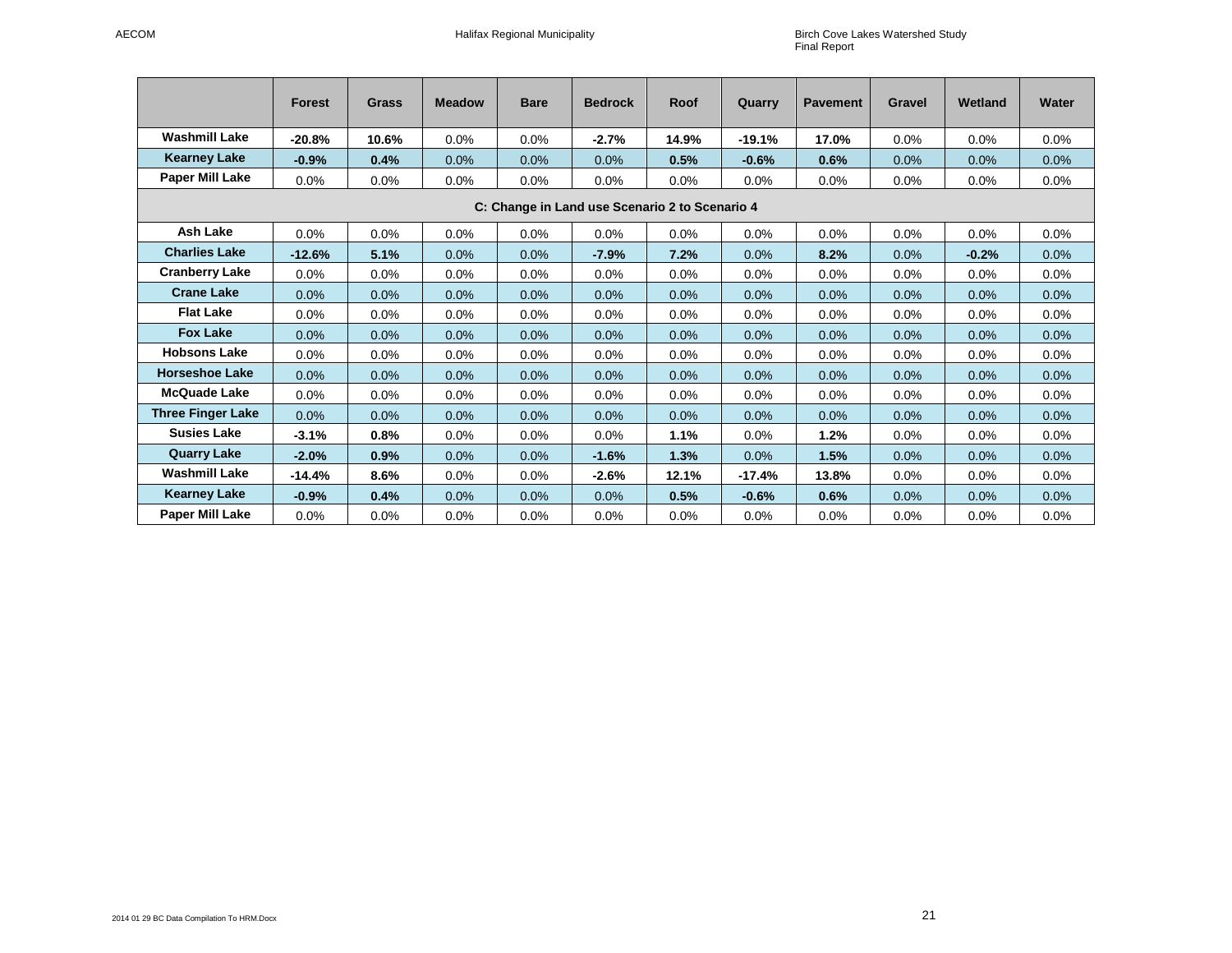| | Forest | Grass | Meadow | Bare | Bedrock | Roof | Quarry | Pavement | Gravel | Wetland | Water |
|---|---|---|---|---|---|---|---|---|---|---|---|
| **Washmill Lake** | **-20.8%** | **10.6%** | 0.0% | 0.0% | **-2.7%** | **14.9%** | **-19.1%** | **17.0%** | 0.0% | 0.0% | 0.0% |
| **Kearney Lake** | **-0.9%** | **0.4%** | 0.0% | 0.0% | 0.0% | **0.5%** | **-0.6%** | **0.6%** | 0.0% | 0.0% | 0.0% |
| **Paper Mill Lake** | 0.0% | 0.0% | 0.0% | 0.0% | 0.0% | 0.0% | 0.0% | 0.0% | 0.0% | 0.0% | 0.0% |
| **C: Change in Land use Scenario 2 to Scenario 4** | | | | | | | | | | | |
| **Ash Lake** | 0.0% | 0.0% | 0.0% | 0.0% | 0.0% | 0.0% | 0.0% | 0.0% | 0.0% | 0.0% | 0.0% |
| **Charlies Lake** | **-12.6%** | **5.1%** | 0.0% | 0.0% | **-7.9%** | **7.2%** | 0.0% | **8.2%** | 0.0% | **-0.2%** | 0.0% |
| **Cranberry Lake** | 0.0% | 0.0% | 0.0% | 0.0% | 0.0% | 0.0% | 0.0% | 0.0% | 0.0% | 0.0% | 0.0% |
| **Crane Lake** | 0.0% | 0.0% | 0.0% | 0.0% | 0.0% | 0.0% | 0.0% | 0.0% | 0.0% | 0.0% | 0.0% |
| **Flat Lake** | 0.0% | 0.0% | 0.0% | 0.0% | 0.0% | 0.0% | 0.0% | 0.0% | 0.0% | 0.0% | 0.0% |
| **Fox Lake** | 0.0% | 0.0% | 0.0% | 0.0% | 0.0% | 0.0% | 0.0% | 0.0% | 0.0% | 0.0% | 0.0% |
| **Hobsons Lake** | 0.0% | 0.0% | 0.0% | 0.0% | 0.0% | 0.0% | 0.0% | 0.0% | 0.0% | 0.0% | 0.0% |
| **Horseshoe Lake** | 0.0% | 0.0% | 0.0% | 0.0% | 0.0% | 0.0% | 0.0% | 0.0% | 0.0% | 0.0% | 0.0% |
| **McQuade Lake** | 0.0% | 0.0% | 0.0% | 0.0% | 0.0% | 0.0% | 0.0% | 0.0% | 0.0% | 0.0% | 0.0% |
| **Three Finger Lake** | 0.0% | 0.0% | 0.0% | 0.0% | 0.0% | 0.0% | 0.0% | 0.0% | 0.0% | 0.0% | 0.0% |
| **Susies Lake** | **-3.1%** | **0.8%** | 0.0% | 0.0% | 0.0% | **1.1%** | 0.0% | **1.2%** | 0.0% | 0.0% | 0.0% |
| **Quarry Lake** | **-2.0%** | **0.9%** | 0.0% | 0.0% | **-1.6%** | **1.3%** | 0.0% | **1.5%** | 0.0% | 0.0% | 0.0% |
| **Washmill Lake** | **-14.4%** | **8.6%** | 0.0% | 0.0% | **-2.6%** | **12.1%** | **-17.4%** | **13.8%** | 0.0% | 0.0% | 0.0% |
| **Kearney Lake** | **-0.9%** | **0.4%** | 0.0% | 0.0% | 0.0% | **0.5%** | **-0.6%** | **0.6%** | 0.0% | 0.0% | 0.0% |
| **Paper Mill Lake** | 0.0% | 0.0% | 0.0% | 0.0% | 0.0% | 0.0% | 0.0% | 0.0% | 0.0% | 0.0% | 0.0% |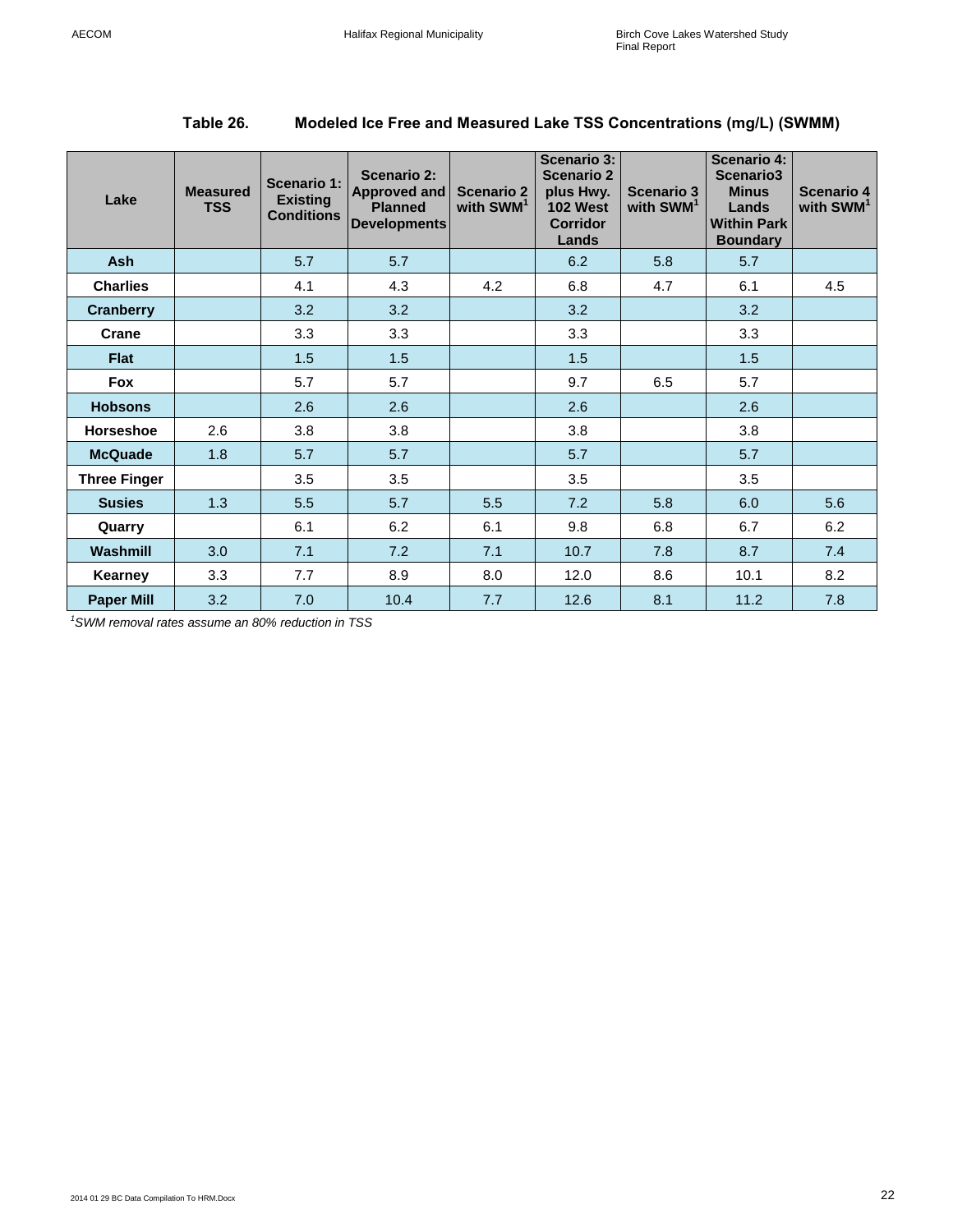### Table 26. Modeled Ice Free and Measured Lake TSS Concentrations (mg/L) (SWMM)

| Lake | Measured TSS | Scenario 1: Existing Conditions | Scenario 2: Approved and Planned Developments | Scenario 2 with SWM[1] | Scenario 3: Scenario 2 plus Hwy. 102 West Corridor Lands | Scenario 3 with SWM[1] | Scenario 4: Scenario3 Minus Lands Within Park Boundary | Scenario 4 with SWM[1] |
|---|---|---|---|---|---|---|---|---|
| **Ash** | | 5.7 | 5.7 | | 6.2 | 5.8 | 5.7 | |
| **Charlies** | | 4.1 | 4.3 | 4.2 | 6.8 | 4.7 | 6.1 | 4.5 |
| **Cranberry** | | 3.2 | 3.2 | | 3.2 | | 3.2 | |
| **Crane** | | 3.3 | 3.3 | | 3.3 | | 3.3 | |
| **Flat** | | 1.5 | 1.5 | | 1.5 | | 1.5 | |
| **Fox** | | 5.7 | 5.7 | | 9.7 | 6.5 | 5.7 | |
| **Hobsons** | | 2.6 | 2.6 | | 2.6 | | 2.6 | |
| **Horseshoe** | 2.6 | 3.8 | 3.8 | | 3.8 | | 3.8 | |
| **McQuade** | 1.8 | 5.7 | 5.7 | | 5.7 | | 5.7 | |
| **Three Finger** | | 3.5 | 3.5 | | 3.5 | | 3.5 | |
| **Susies** | 1.3 | 5.5 | 5.7 | 5.5 | 7.2 | 5.8 | 6.0 | 5.6 |
| **Quarry** | | 6.1 | 6.2 | 6.1 | 9.8 | 6.8 | 6.7 | 6.2 |
| **Washmill** | 3.0 | 7.1 | 7.2 | 7.1 | 10.7 | 7.8 | 8.7 | 7.4 |
| **Kearney** | 3.3 | 7.7 | 8.9 | 8.0 | 12.0 | 8.6 | 10.1 | 8.2 |
| **Paper Mill** | 3.2 | 7.0 | 10.4 | 7.7 | 12.6 | 8.1 | 11.2 | 7.8 |

*[1]SWM removal rates assume an 80% reduction in TSS*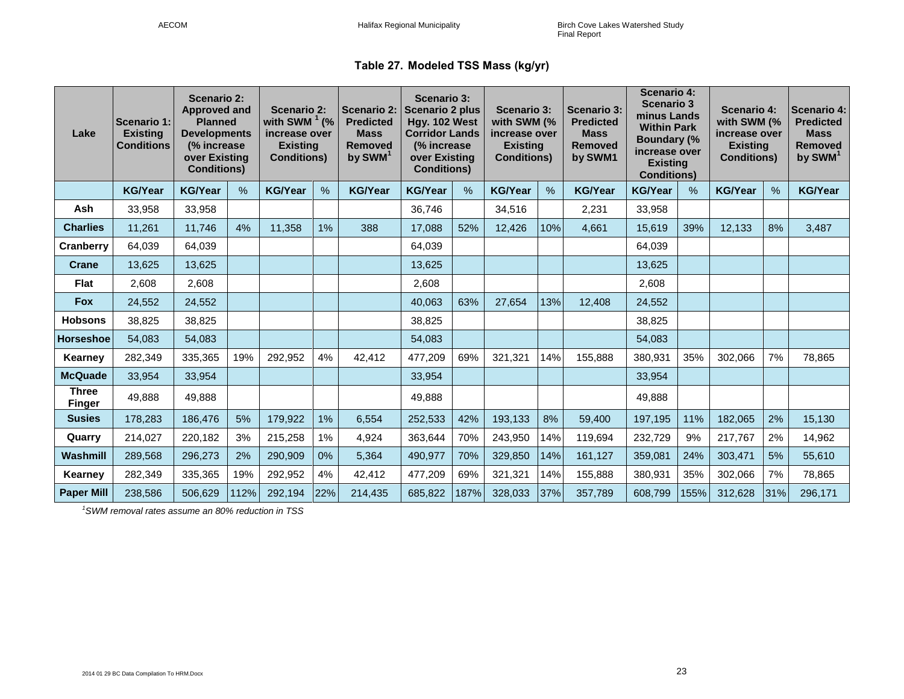## Table 27. Modeled TSS Mass (kg/yr)

| Lake | Scenario 1: Existing Conditions | Scenario 2: Approved and Planned Developments (% increase over Existing Conditions) | | Scenario 2: with SWM [1] (% increase over Existing Conditions) | | Scenario 2: Predicted Mass Removed by SWM[1] | Scenario 3: Scenario 2 plus Hgy. 102 West Corridor Lands (% increase over Existing Conditions) | | Scenario 3: with SWM (% increase over Existing Conditions) | | Scenario 3: Predicted Mass Removed by SWM1 | Scenario 4: Scenario 3 minus Lands Within Park Boundary (% increase over Existing Conditions) | | Scenario 4: with SWM (% increase over Existing Conditions) | | Scenario 4: Predicted Mass Removed by SWM[1] |
|---|---|---|---|---|---|---|---|---|---|---|---|---|---|---|---|---|
| | KG/Year | KG/Year | % | KG/Year | % | KG/Year | KG/Year | % | KG/Year | % | KG/Year | KG/Year | % | KG/Year | % | KG/Year |
| Ash | 33,958 | 33,958 | | | | | 36,746 | | 34,516 | | 2,231 | 33,958 | | | | |
| Charlies | 11,261 | 11,746 | 4% | 11,358 | 1% | 388 | 17,088 | 52% | 12,426 | 10% | 4,661 | 15,619 | 39% | 12,133 | 8% | 3,487 |
| Cranberry | 64,039 | 64,039 | | | | | 64,039 | | | | | 64,039 | | | | |
| Crane | 13,625 | 13,625 | | | | | 13,625 | | | | | 13,625 | | | | |
| Flat | 2,608 | 2,608 | | | | | 2,608 | | | | | 2,608 | | | | |
| Fox | 24,552 | 24,552 | | | | | 40,063 | 63% | 27,654 | 13% | 12,408 | 24,552 | | | | |
| Hobsons | 38,825 | 38,825 | | | | | 38,825 | | | | | 38,825 | | | | |
| Horseshoe | 54,083 | 54,083 | | | | | 54,083 | | | | | 54,083 | | | | |
| Kearney | 282,349 | 335,365 | 19% | 292,952 | 4% | 42,412 | 477,209 | 69% | 321,321 | 14% | 155,888 | 380,931 | 35% | 302,066 | 7% | 78,865 |
| McQuade | 33,954 | 33,954 | | | | | 33,954 | | | | | 33,954 | | | | |
| Three Finger | 49,888 | 49,888 | | | | | 49,888 | | | | | 49,888 | | | | |
| Susies | 178,283 | 186,476 | 5% | 179,922 | 1% | 6,554 | 252,533 | 42% | 193,133 | 8% | 59,400 | 197,195 | 11% | 182,065 | 2% | 15,130 |
| Quarry | 214,027 | 220,182 | 3% | 215,258 | 1% | 4,924 | 363,644 | 70% | 243,950 | 14% | 119,694 | 232,729 | 9% | 217,767 | 2% | 14,962 |
| Washmill | 289,568 | 296,273 | 2% | 290,909 | 0% | 5,364 | 490,977 | 70% | 329,850 | 14% | 161,127 | 359,081 | 24% | 303,471 | 5% | 55,610 |
| Kearney | 282,349 | 335,365 | 19% | 292,952 | 4% | 42,412 | 477,209 | 69% | 321,321 | 14% | 155,888 | 380,931 | 35% | 302,066 | 7% | 78,865 |
| Paper Mill | 238,586 | 506,629 | 112% | 292,194 | 22% | 214,435 | 685,822 | 187% | 328,033 | 37% | 357,789 | 608,799 | 155% | 312,628 | 31% | 296,171 |

*[1]SWM removal rates assume an 80% reduction in TSS*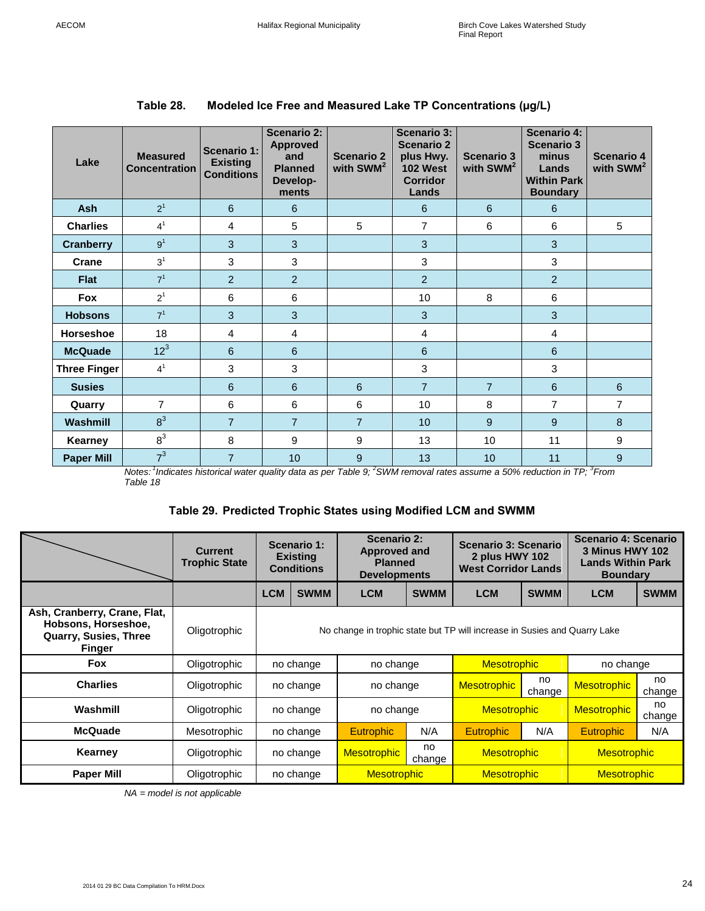**Table 28. Modeled Ice Free and Measured Lake TP Concentrations (μg/L)**

| Lake | Measured Concentration | Scenario 1: Existing Conditions | Scenario 2: Approved and Planned Develop-ments | Scenario 2 with SWM[2] | Scenario 3: Scenario 2 plus Hwy. 102 West Corridor Lands | Scenario 3 with SWM[2] | Scenario 4: Scenario 3 minus Lands Within Park Boundary | Scenario 4 with SWM[2] |
|---|---|---|---|---|---|---|---|---|
| **Ash** | 2[1] | 6 | 6 | | 6 | 6 | 6 | |
| **Charlies** | 4[1] | 4 | 5 | 5 | 7 | 6 | 6 | 5 |
| **Cranberry** | 9[1] | 3 | 3 | | 3 | | 3 | |
| **Crane** | 3[1] | 3 | 3 | | 3 | | 3 | |
| **Flat** | 7[1] | 2 | 2 | | 2 | | 2 | |
| **Fox** | 2[1] | 6 | 6 | | 10 | 8 | 6 | |
| **Hobsons** | 7[1] | 3 | 3 | | 3 | | 3 | |
| **Horseshoe** | 18 | 4 | 4 | | 4 | | 4 | |
| **McQuade** | 12[3] | 6 | 6 | | 6 | | 6 | |
| **Three Finger** | 4[1] | 3 | 3 | | 3 | | 3 | |
| **Susies** | | 6 | 6 | 6 | 7 | 7 | 6 | 6 |
| **Quarry** | 7 | 6 | 6 | 6 | 10 | 8 | 7 | 7 |
| **Washmill** | 8[3] | 7 | 7 | 7 | 10 | 9 | 9 | 8 |
| **Kearney** | 8[3] | 8 | 9 | 9 | 13 | 10 | 11 | 9 |
| **Paper Mill** | 7[3] | 7 | 10 | 9 | 13 | 10 | 11 | 9 |

*Notes: [1]Indicates historical water quality data as per Table 9; [2]SWM removal rates assume a 50% reduction in TP; [3]From Table 18*

**Table 29. Predicted Trophic States using Modified LCM and SWMM**

| | Current Trophic State | Scenario 1: Existing Conditions | | Scenario 2: Approved and Planned Developments | | Scenario 3: Scenario 2 plus HWY 102 West Corridor Lands | | Scenario 4: Scenario 3 Minus HWY 102 Lands Within Park Boundary | |
|---|---|---|---|---|---|---|---|---|---|
| | | LCM | SWMM | LCM | SWMM | LCM | SWMM | LCM | SWMM |
| **Ash, Cranberry, Crane, Flat, Hobsons, Horseshoe, Quarry, Susies, Three Finger** | Oligotrophic | No change in trophic state but TP will increase in Susies and Quarry Lake | | | | | | | |
| **Fox** | Oligotrophic | no change | | no change | | Mesotrophic | | no change | |
| **Charlies** | Oligotrophic | no change | | no change | | Mesotrophic | no change | Mesotrophic | no change |
| **Washmill** | Oligotrophic | no change | | no change | | Mesotrophic | | Mesotrophic | no change |
| **McQuade** | Mesotrophic | no change | | Eutrophic | N/A | Eutrophic | N/A | Eutrophic | N/A |
| **Kearney** | Oligotrophic | no change | | Mesotrophic | no change | Mesotrophic | | Mesotrophic | |
| **Paper Mill** | Oligotrophic | no change | | Mesotrophic | | Mesotrophic | | Mesotrophic | |

*NA = model is not applicable*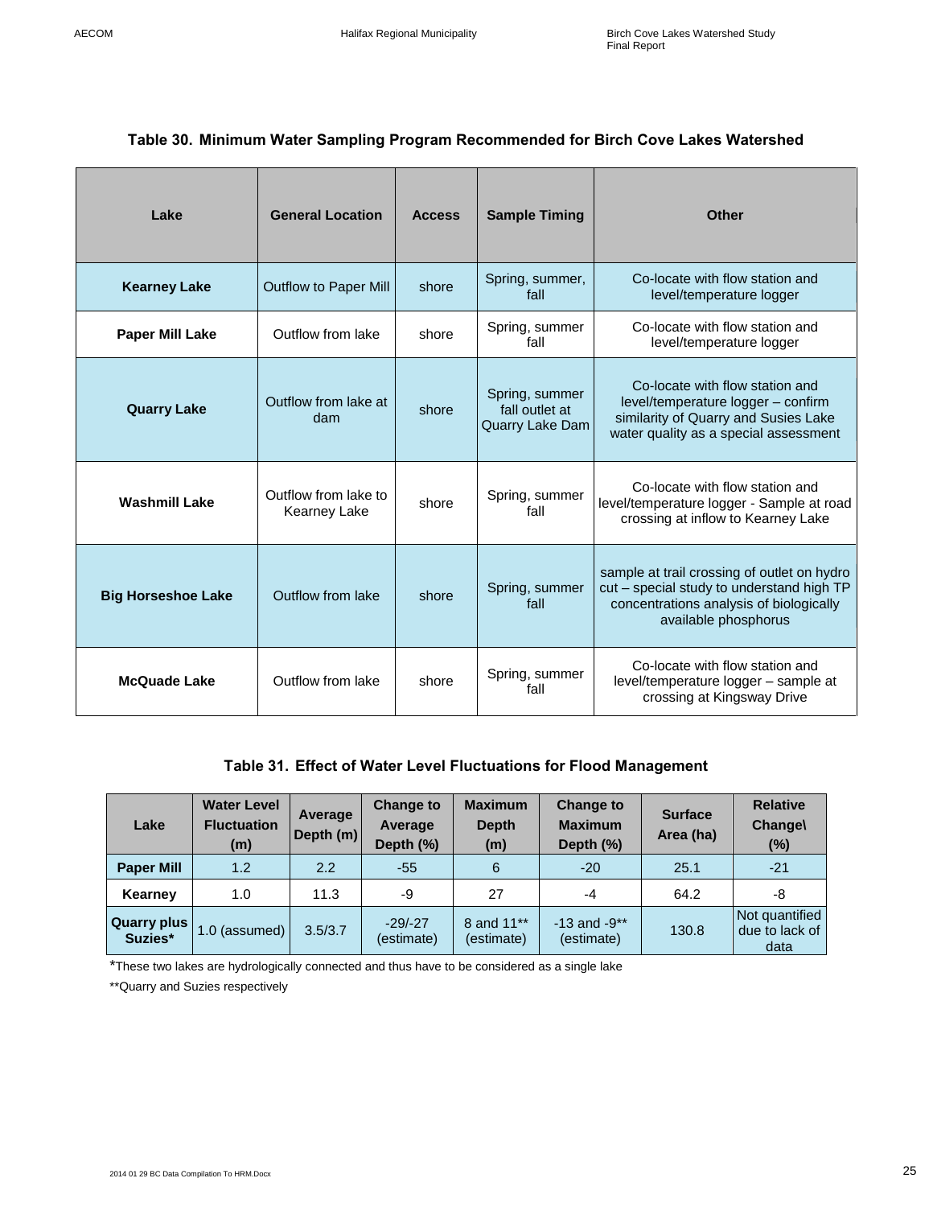**Table 30. Minimum Water Sampling Program Recommended for Birch Cove Lakes Watershed**

| Lake | General Location | Access | Sample Timing | Other |
|---|---|---|---|---|
| **Kearney Lake** | Outflow to Paper Mill | shore | Spring, summer, fall | Co-locate with flow station and level/temperature logger |
| **Paper Mill Lake** | Outflow from lake | shore | Spring, summer fall | Co-locate with flow station and level/temperature logger |
| **Quarry Lake** | Outflow from lake at dam | shore | Spring, summer fall outlet at Quarry Lake Dam | Co-locate with flow station and level/temperature logger – confirm similarity of Quarry and Susies Lake water quality as a special assessment |
| **Washmill Lake** | Outflow from lake to Kearney Lake | shore | Spring, summer fall | Co-locate with flow station and level/temperature logger - Sample at road crossing at inflow to Kearney Lake |
| **Big Horseshoe Lake** | Outflow from lake | shore | Spring, summer fall | sample at trail crossing of outlet on hydro cut – special study to understand high TP concentrations analysis of biologically available phosphorus |
| **McQuade Lake** | Outflow from lake | shore | Spring, summer fall | Co-locate with flow station and level/temperature logger – sample at crossing at Kingsway Drive |

**Table 31. Effect of Water Level Fluctuations for Flood Management**

| Lake | Water Level Fluctuation (m) | Average Depth (m) | Change to Average Depth (%) | Maximum Depth (m) | Change to Maximum Depth (%) | Surface Area (ha) | Relative Change\ (%) |
|---|---|---|---|---|---|---|---|
| **Paper Mill** | 1.2 | 2.2 | -55 | 6 | -20 | 25.1 | -21 |
| **Kearney** | 1.0 | 11.3 | -9 | 27 | -4 | 64.2 | -8 |
| **Quarry plus Suzies*** | 1.0 (assumed) | 3.5/3.7 | -29/-27 (estimate) | 8 and 11** (estimate) | -13 and -9** (estimate) | 130.8 | Not quantified due to lack of data |

*These two lakes are hydrologically connected and thus have to be considered as a single lake

**Quarry and Suzies respectively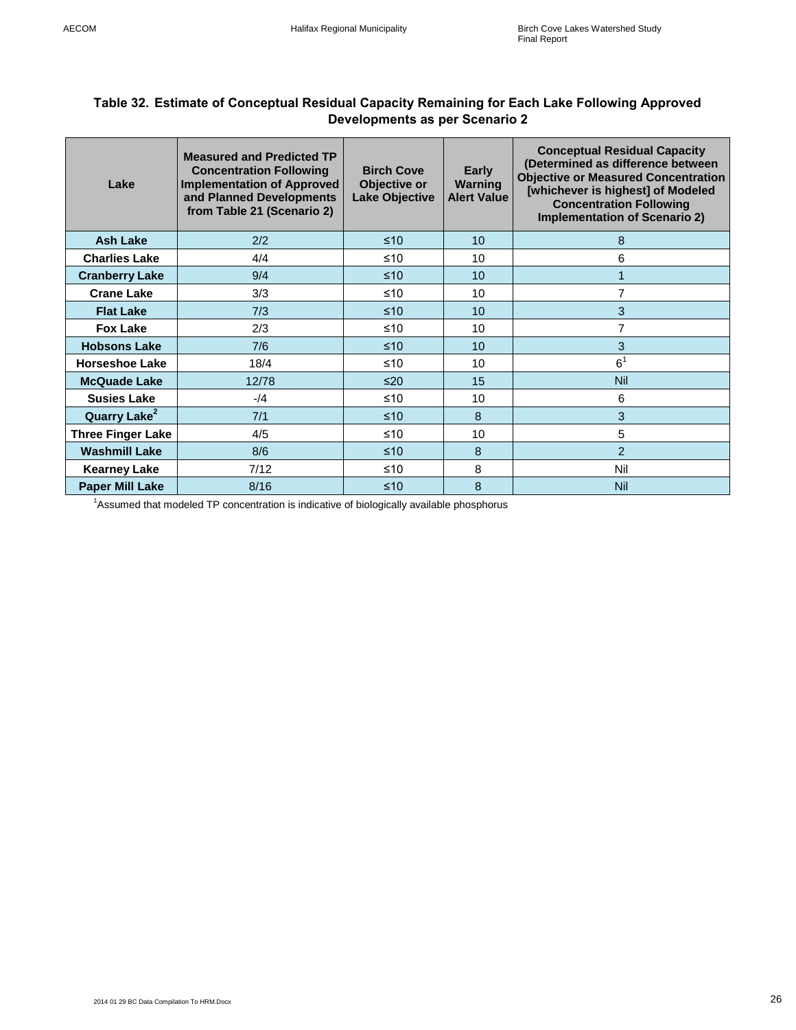**Table 32. Estimate of Conceptual Residual Capacity Remaining for Each Lake Following Approved Developments as per Scenario 2**

| Lake | Measured and Predicted TP Concentration Following Implementation of Approved and Planned Developments from Table 21 (Scenario 2) | Birch Cove Objective or Lake Objective | Early Warning Alert Value | Conceptual Residual Capacity (Determined as difference between Objective or Measured Concentration [whichever is highest] of Modeled Concentration Following Implementation of Scenario 2) |
|---|---|---|---|---|
| Ash Lake | 2/2 | ≤10 | 10 | 8 |
| Charlies Lake | 4/4 | ≤10 | 10 | 6 |
| Cranberry Lake | 9/4 | ≤10 | 10 | 1 |
| Crane Lake | 3/3 | ≤10 | 10 | 7 |
| Flat Lake | 7/3 | ≤10 | 10 | 3 |
| Fox Lake | 2/3 | ≤10 | 10 | 7 |
| Hobsons Lake | 7/6 | ≤10 | 10 | 3 |
| Horseshoe Lake | 18/4 | ≤10 | 10 | 6[1] |
| McQuade Lake | 12/78 | ≤20 | 15 | Nil |
| Susies Lake | -/4 | ≤10 | 10 | 6 |
| Quarry Lake[2] | 7/1 | ≤10 | 8 | 3 |
| Three Finger Lake | 4/5 | ≤10 | 10 | 5 |
| Washmill Lake | 8/6 | ≤10 | 8 | 2 |
| Kearney Lake | 7/12 | ≤10 | 8 | Nil |
| Paper Mill Lake | 8/16 | ≤10 | 8 | Nil |

[1]Assumed that modeled TP concentration is indicative of biologically available phosphorus